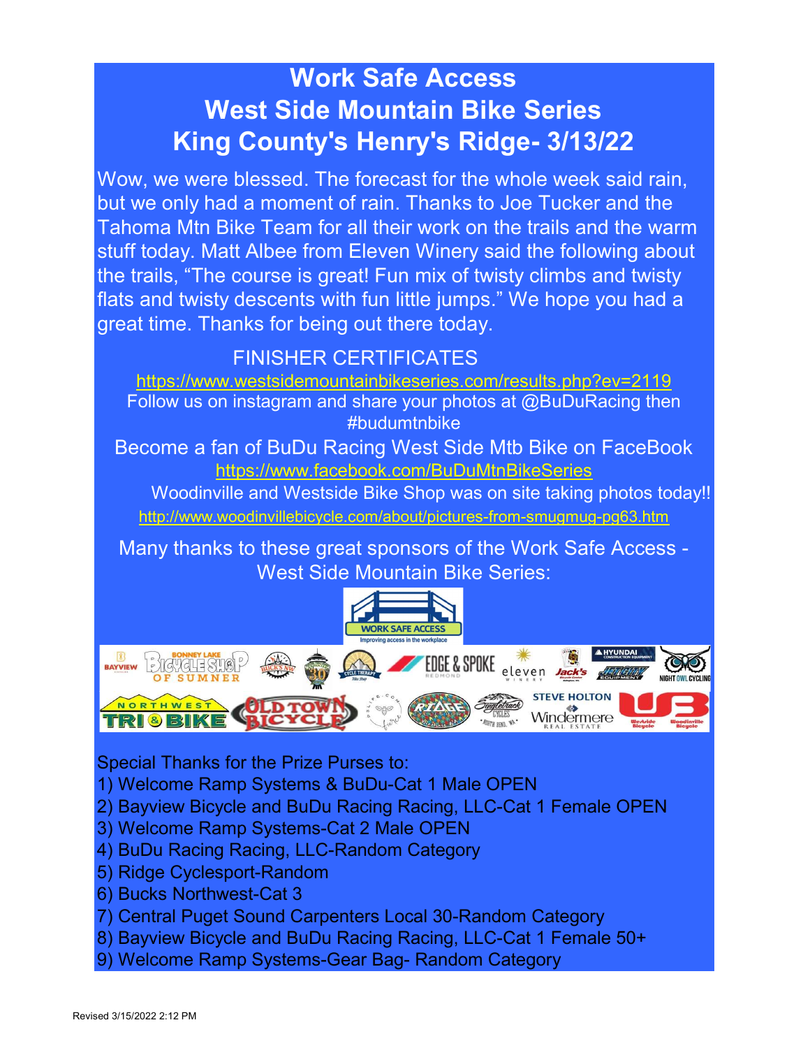# Work Safe Access
# West Side Mountain Bike Series
# King County's Henry's Ridge- 3/13/22

Wow, we were blessed. The forecast for the whole week said rain, but we only had a moment of rain. Thanks to Joe Tucker and the Tahoma Mtn Bike Team for all their work on the trails and the warm stuff today. Matt Albee from Eleven Winery said the following about the trails, "The course is great! Fun mix of twisty climbs and twisty flats and twisty descents with fun little jumps." We hope you had a great time. Thanks for being out there today.

FINISHER CERTIFICATES

https://www.westsidemountainbikeseries.com/results.php?ev=2119

Follow us on instagram and share your photos at @BuDuRacing then #budumtnbike

Become a fan of BuDu Racing West Side Mtb Bike on FaceBook

https://www.facebook.com/BuDuMtnBikeSeries

Woodinville and Westside Bike Shop was on site taking photos today!!

http://www.woodinvillebicycle.com/about/pictures-from-smugmug-pg63.htm

Many thanks to these great sponsors of the Work Safe Access - West Side Mountain Bike Series:

Special Thanks for the Prize Purses to:

1) Welcome Ramp Systems & BuDu-Cat 1 Male OPEN
2) Bayview Bicycle and BuDu Racing Racing, LLC-Cat 1 Female OPEN
3) Welcome Ramp Systems-Cat 2 Male OPEN
4) BuDu Racing Racing, LLC-Random Category
5) Ridge Cyclesport-Random
6) Bucks Northwest-Cat 3
7) Central Puget Sound Carpenters Local 30-Random Category
8) Bayview Bicycle and BuDu Racing Racing, LLC-Cat 1 Female 50+
9) Welcome Ramp Systems-Gear Bag- Random Category

Revised 3/15/2022 2:12 PM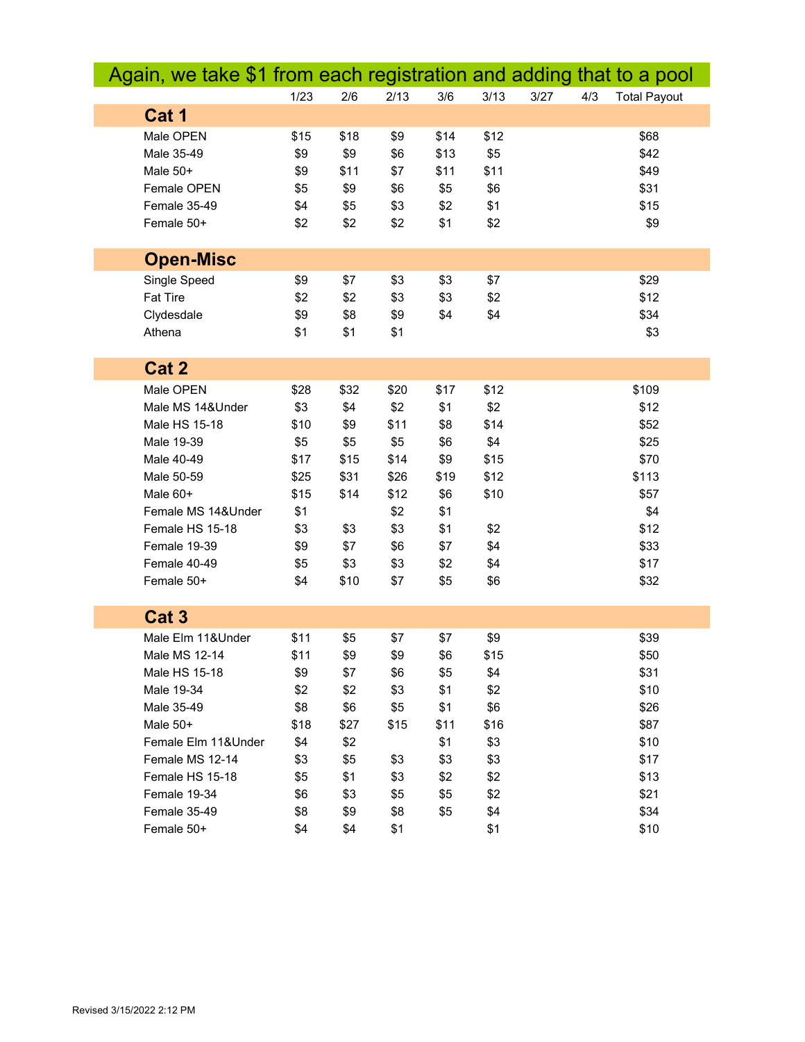# Again, we take $1 from each registration and adding that to a pool

| | 1/23 | 2/6 | 2/13 | 3/6 | 3/13 | 3/27 | 4/3 | Total Payout |
|---|---|---|---|---|---|---|---|---|
| **Cat 1** | | | | | | | | |
| Male OPEN | $15 | $18 | $9 | $14 | $12 | | | $68 |
| Male 35-49 | $9 | $9 | $6 | $13 | $5 | | | $42 |
| Male 50+ | $9 | $11 | $7 | $11 | $11 | | | $49 |
| Female OPEN | $5 | $9 | $6 | $5 | $6 | | | $31 |
| Female 35-49 | $4 | $5 | $3 | $2 | $1 | | | $15 |
| Female 50+ | $2 | $2 | $2 | $1 | $2 | | | $9 |
| **Open-Misc** | | | | | | | | |
| Single Speed | $9 | $7 | $3 | $3 | $7 | | | $29 |
| Fat Tire | $2 | $2 | $3 | $3 | $2 | | | $12 |
| Clydesdale | $9 | $8 | $9 | $4 | $4 | | | $34 |
| Athena | $1 | $1 | $1 | | | | | $3 |
| **Cat 2** | | | | | | | | |
| Male OPEN | $28 | $32 | $20 | $17 | $12 | | | $109 |
| Male MS 14&Under | $3 | $4 | $2 | $1 | $2 | | | $12 |
| Male HS 15-18 | $10 | $9 | $11 | $8 | $14 | | | $52 |
| Male 19-39 | $5 | $5 | $5 | $6 | $4 | | | $25 |
| Male 40-49 | $17 | $15 | $14 | $9 | $15 | | | $70 |
| Male 50-59 | $25 | $31 | $26 | $19 | $12 | | | $113 |
| Male 60+ | $15 | $14 | $12 | $6 | $10 | | | $57 |
| Female MS 14&Under | $1 | | $2 | $1 | | | | $4 |
| Female HS 15-18 | $3 | $3 | $3 | $1 | $2 | | | $12 |
| Female 19-39 | $9 | $7 | $6 | $7 | $4 | | | $33 |
| Female 40-49 | $5 | $3 | $3 | $2 | $4 | | | $17 |
| Female 50+ | $4 | $10 | $7 | $5 | $6 | | | $32 |
| **Cat 3** | | | | | | | | |
| Male Elm 11&Under | $11 | $5 | $7 | $7 | $9 | | | $39 |
| Male MS 12-14 | $11 | $9 | $9 | $6 | $15 | | | $50 |
| Male HS 15-18 | $9 | $7 | $6 | $5 | $4 | | | $31 |
| Male 19-34 | $2 | $2 | $3 | $1 | $2 | | | $10 |
| Male 35-49 | $8 | $6 | $5 | $1 | $6 | | | $26 |
| Male 50+ | $18 | $27 | $15 | $11 | $16 | | | $87 |
| Female Elm 11&Under | $4 | $2 | | $1 | $3 | | | $10 |
| Female MS 12-14 | $3 | $5 | $3 | $3 | $3 | | | $17 |
| Female HS 15-18 | $5 | $1 | $3 | $2 | $2 | | | $13 |
| Female 19-34 | $6 | $3 | $5 | $5 | $2 | | | $21 |
| Female 35-49 | $8 | $9 | $8 | $5 | $4 | | | $34 |
| Female 50+ | $4 | $4 | $1 | | $1 | | | $10 |

Revised 3/15/2022 2:12 PM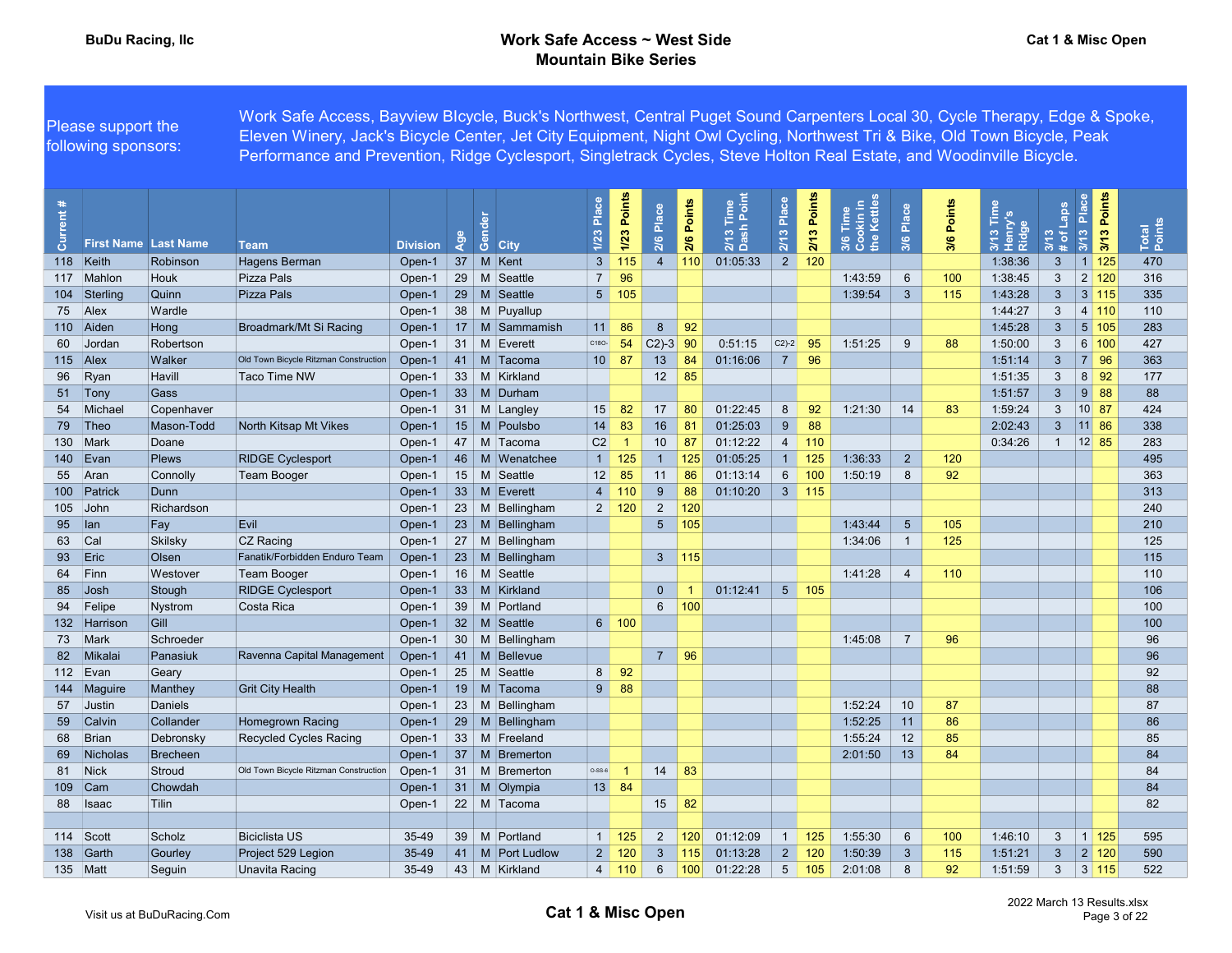BuDu Racing, llc

# Work Safe Access ~ West Side Mountain Bike Series

Cat 1 & Misc Open

Please support the following sponsors:

Work Safe Access, Bayview BIcycle, Buck's Northwest, Central Puget Sound Carpenters Local 30, Cycle Therapy, Edge & Spoke, Eleven Winery, Jack's Bicycle Center, Jet City Equipment, Night Owl Cycling, Northwest Tri & Bike, Old Town Bicycle, Peak Performance and Prevention, Ridge Cyclesport, Singletrack Cycles, Steve Holton Real Estate, and Woodinville Bicycle.

| Current # | First Name | Last Name | Team | Division | Age | Gender | City | 1/23 Place | 1/23 Points | 2/6 Place | 2/6 Points | 2/13 Time Dash Point | 2/13 Place | 2/13 Points | 3/6 Time Cookin in the Kettles | 3/6 Place | 3/6 Points | 3/13 Time Henry's Ridge | 3/13 # of Laps | 3/13 Place | 3/13 Points | Total Points |
|---|---|---|---|---|---|---|---|---|---|---|---|---|---|---|---|---|---|---|---|---|---|---|
| 118 | Keith | Robinson | Hagens Berman | Open-1 | 37 | M | Kent | 3 | 115 | 4 | 110 | 01:05:33 | 2 | 120 | | | | 1:38:36 | 3 | 1 | 125 | 470 |
| 117 | Mahlon | Houk | Pizza Pals | Open-1 | 29 | M | Seattle | 7 | 96 | | | | | | 1:43:59 | 6 | 100 | 1:38:45 | 3 | 2 | 120 | 316 |
| 104 | Sterling | Quinn | Pizza Pals | Open-1 | 29 | M | Seattle | 5 | 105 | | | | | | 1:39:54 | 3 | 115 | 1:43:28 | 3 | 3 | 115 | 335 |
| 75 | Alex | Wardle | | Open-1 | 38 | M | Puyallup | | | | | | | | | | | 1:44:27 | 3 | 4 | 110 | 110 |
| 110 | Aiden | Hong | Broadmark/Mt Si Racing | Open-1 | 17 | M | Sammamish | 11 | 86 | 8 | 92 | | | | | | | 1:45:28 | 3 | 5 | 105 | 283 |
| 60 | Jordan | Robertson | | Open-1 | 31 | M | Everett | C18O- | 54 | C2)-3 | 90 | 0:51:15 | C2)-2 | 95 | 1:51:25 | 9 | 88 | 1:50:00 | 3 | 6 | 100 | 427 |
| 115 | Alex | Walker | Old Town Bicycle Ritzman Construction | Open-1 | 41 | M | Tacoma | 10 | 87 | 13 | 84 | 01:16:06 | 7 | 96 | | | | 1:51:14 | 3 | 7 | 96 | 363 |
| 96 | Ryan | Havill | Taco Time NW | Open-1 | 33 | M | Kirkland | | | 12 | 85 | | | | | | | 1:51:35 | 3 | 8 | 92 | 177 |
| 51 | Tony | Gass | | Open-1 | 33 | M | Durham | | | | | | | | | | | 1:51:57 | 3 | 9 | 88 | 88 |
| 54 | Michael | Copenhaver | | Open-1 | 31 | M | Langley | 15 | 82 | 17 | 80 | 01:22:45 | 8 | 92 | 1:21:30 | 14 | 83 | 1:59:24 | 3 | 10 | 87 | 424 |
| 79 | Theo | Mason-Todd | North Kitsap Mt Vikes | Open-1 | 15 | M | Poulsbo | 14 | 83 | 16 | 81 | 01:25:03 | 9 | 88 | | | | 2:02:43 | 3 | 11 | 86 | 338 |
| 130 | Mark | Doane | | Open-1 | 47 | M | Tacoma | C2 | 1 | 10 | 87 | 01:12:22 | 4 | 110 | | | | 0:34:26 | 1 | 12 | 85 | 283 |
| 140 | Evan | Plews | RIDGE Cyclesport | Open-1 | 46 | M | Wenatchee | 1 | 125 | 1 | 125 | 01:05:25 | 1 | 125 | 1:36:33 | 2 | 120 | | | | | 495 |
| 55 | Aran | Connolly | Team Booger | Open-1 | 15 | M | Seattle | 12 | 85 | 11 | 86 | 01:13:14 | 6 | 100 | 1:50:19 | 8 | 92 | | | | | 363 |
| 100 | Patrick | Dunn | | Open-1 | 33 | M | Everett | 4 | 110 | 9 | 88 | 01:10:20 | 3 | 115 | | | | | | | | 313 |
| 105 | John | Richardson | | Open-1 | 23 | M | Bellingham | 2 | 120 | 2 | 120 | | | | | | | | | | | 240 |
| 95 | Ian | Fay | Evil | Open-1 | 23 | M | Bellingham | | | 5 | 105 | | | | 1:43:44 | 5 | 105 | | | | | 210 |
| 63 | Cal | Skilsky | CZ Racing | Open-1 | 27 | M | Bellingham | | | | | | | | 1:34:06 | 1 | 125 | | | | | 125 |
| 93 | Eric | Olsen | Fanatik/Forbidden Enduro Team | Open-1 | 23 | M | Bellingham | | | 3 | 115 | | | | | | | | | | | 115 |
| 64 | Finn | Westover | Team Booger | Open-1 | 16 | M | Seattle | | | | | | | | 1:41:28 | 4 | 110 | | | | | 110 |
| 85 | Josh | Stough | RIDGE Cyclesport | Open-1 | 33 | M | Kirkland | | | 0 | 1 | 01:12:41 | 5 | 105 | | | | | | | | 106 |
| 94 | Felipe | Nystrom | Costa Rica | Open-1 | 39 | M | Portland | | | 6 | 100 | | | | | | | | | | | 100 |
| 132 | Harrison | Gill | | Open-1 | 32 | M | Seattle | 6 | 100 | | | | | | | | | | | | | 100 |
| 73 | Mark | Schroeder | | Open-1 | 30 | M | Bellingham | | | | | | | | 1:45:08 | 7 | 96 | | | | | 96 |
| 82 | Mikalai | Panasiuk | Ravenna Capital Management | Open-1 | 41 | M | Bellevue | | | 7 | 96 | | | | | | | | | | | 96 |
| 112 | Evan | Geary | | Open-1 | 25 | M | Seattle | 8 | 92 | | | | | | | | | | | | | 92 |
| 144 | Maguire | Manthey | Grit City Health | Open-1 | 19 | M | Tacoma | 9 | 88 | | | | | | | | | | | | | 88 |
| 57 | Justin | Daniels | | Open-1 | 23 | M | Bellingham | | | | | | | | 1:52:24 | 10 | 87 | | | | | 87 |
| 59 | Calvin | Collander | Homegrown Racing | Open-1 | 29 | M | Bellingham | | | | | | | | 1:52:25 | 11 | 86 | | | | | 86 |
| 68 | Brian | Debronsky | Recycled Cycles Racing | Open-1 | 33 | M | Freeland | | | | | | | | 1:55:24 | 12 | 85 | | | | | 85 |
| 69 | Nicholas | Brecheen | | Open-1 | 37 | M | Bremerton | | | | | | | | 2:01:50 | 13 | 84 | | | | | 84 |
| 81 | Nick | Stroud | Old Town Bicycle Ritzman Construction | Open-1 | 31 | M | Bremerton | O-SS-6 | 1 | 14 | 83 | | | | | | | | | | | 84 |
| 109 | Cam | Chowdah | | Open-1 | 31 | M | Olympia | 13 | 84 | | | | | | | | | | | | | 84 |
| 88 | Isaac | Tilin | | Open-1 | 22 | M | Tacoma | | | 15 | 82 | | | | | | | | | | | 82 |
| | | | | | | | | | | | | | | | | | | | | | | |
| 114 | Scott | Scholz | Biciclista US | 35-49 | 39 | M | Portland | 1 | 125 | 2 | 120 | 01:12:09 | 1 | 125 | 1:55:30 | 6 | 100 | 1:46:10 | 3 | 1 | 125 | 595 |
| 138 | Garth | Gourley | Project 529 Legion | 35-49 | 41 | M | Port Ludlow | 2 | 120 | 3 | 115 | 01:13:28 | 2 | 120 | 1:50:39 | 3 | 115 | 1:51:21 | 3 | 2 | 120 | 590 |
| 135 | Matt | Seguin | Unavita Racing | 35-49 | 43 | M | Kirkland | 4 | 110 | 6 | 100 | 01:22:28 | 5 | 105 | 2:01:08 | 8 | 92 | 1:51:59 | 3 | 3 | 115 | 522 |

Visit us at BuDuRacing.Com

Cat 1 & Misc Open

2022 March 13 Results.xlsx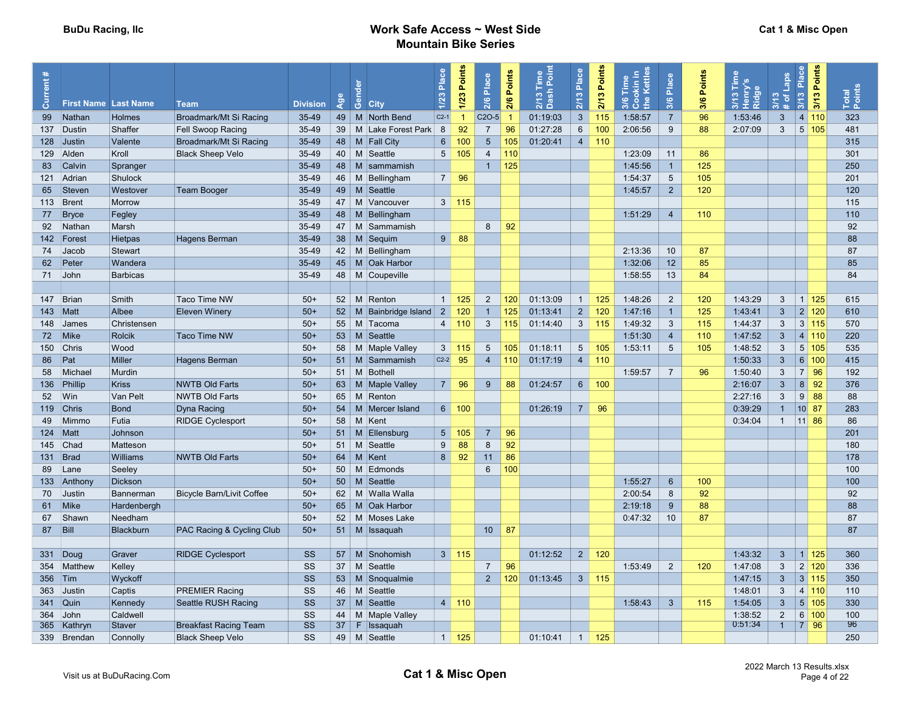BuDu Racing, llc

# Work Safe Access ~ West Side Mountain Bike Series

Cat 1 & Misc Open

| Current # | First Name | Last Name | Team | Division | Age | Gender | City | 1/23 Place | 1/23 Points | 2/6 Place | 2/6 Points | 2/13 Time Dash Point | 2/13 Place | 2/13 Points | 3/6 Time Cookin in the Kettles | 3/6 Place | 3/6 Points | 3/13 Time Henry's Ridge | 3/13 # of Laps | 3/13 Place | 3/13 Points | Total Points |
|---|---|---|---|---|---|---|---|---|---|---|---|---|---|---|---|---|---|---|---|---|---|---|
| 99 | Nathan | Holmes | Broadmark/Mt Si Racing | 35-49 | 49 | M | North Bend | C2-1 | 1 | C2O-5 | 1 | 01:19:03 | 3 | 115 | 1:58:57 | 7 | 96 | 1:53:46 | 3 | 4 | 110 | 323 |
| 137 | Dustin | Shaffer | Fell Swoop Racing | 35-49 | 39 | M | Lake Forest Park | 8 | 92 | 7 | 96 | 01:27:28 | 6 | 100 | 2:06:56 | 9 | 88 | 2:07:09 | 3 | 5 | 105 | 481 |
| 128 | Justin | Valente | Broadmark/Mt Si Racing | 35-49 | 48 | M | Fall City | 6 | 100 | 5 | 105 | 01:20:41 | 4 | 110 | | | | | | | | 315 |
| 129 | Alden | Kroll | Black Sheep Velo | 35-49 | 40 | M | Seattle | 5 | 105 | 4 | 110 | | | | 1:23:09 | 11 | 86 | | | | | 301 |
| 83 | Calvin | Spranger | | 35-49 | 48 | M | sammamish | | | 1 | 125 | | | | 1:45:56 | 1 | 125 | | | | | 250 |
| 121 | Adrian | Shulock | | 35-49 | 46 | M | Bellingham | 7 | 96 | | | | | | 1:54:37 | 5 | 105 | | | | | 201 |
| 65 | Steven | Westover | Team Booger | 35-49 | 49 | M | Seattle | | | | | | | | 1:45:57 | 2 | 120 | | | | | 120 |
| 113 | Brent | Morrow | | 35-49 | 47 | M | Vancouver | 3 | 115 | | | | | | | | | | | | | 115 |
| 77 | Bryce | Fegley | | 35-49 | 48 | M | Bellingham | | | | | | | | 1:51:29 | 4 | 110 | | | | | 110 |
| 92 | Nathan | Marsh | | 35-49 | 47 | M | Sammamish | | | 8 | 92 | | | | | | | | | | | 92 |
| 142 | Forest | Hietpas | Hagens Berman | 35-49 | 38 | M | Sequim | 9 | 88 | | | | | | | | | | | | | 88 |
| 74 | Jacob | Stewart | | 35-49 | 42 | M | Bellingham | | | | | | | | 2:13:36 | 10 | 87 | | | | | 87 |
| 62 | Peter | Wandera | | 35-49 | 45 | M | Oak Harbor | | | | | | | | 1:32:06 | 12 | 85 | | | | | 85 |
| 71 | John | Barbicas | | 35-49 | 48 | M | Coupeville | | | | | | | | 1:58:55 | 13 | 84 | | | | | 84 |
| | | | | | | | | | | | | | | | | | | | | | | |
| 147 | Brian | Smith | Taco Time NW | 50+ | 52 | M | Renton | 1 | 125 | 2 | 120 | 01:13:09 | 1 | 125 | 1:48:26 | 2 | 120 | 1:43:29 | 3 | 1 | 125 | 615 |
| 143 | Matt | Albee | Eleven Winery | 50+ | 52 | M | Bainbridge Island | 2 | 120 | 1 | 125 | 01:13:41 | 2 | 120 | 1:47:16 | 1 | 125 | 1:43:41 | 3 | 2 | 120 | 610 |
| 148 | James | Christensen | | 50+ | 55 | M | Tacoma | 4 | 110 | 3 | 115 | 01:14:40 | 3 | 115 | 1:49:32 | 3 | 115 | 1:44:37 | 3 | 3 | 115 | 570 |
| 72 | Mike | Rolcik | Taco Time NW | 50+ | 53 | M | Seattle | | | | | | | | 1:51:30 | 4 | 110 | 1:47:52 | 3 | 4 | 110 | 220 |
| 150 | Chris | Wood | | 50+ | 58 | M | Maple Valley | 3 | 115 | 5 | 105 | 01:18:11 | 5 | 105 | 1:53:11 | 5 | 105 | 1:48:52 | 3 | 5 | 105 | 535 |
| 86 | Pat | Miller | Hagens Berman | 50+ | 51 | M | Sammamish | C2-2 | 95 | 4 | 110 | 01:17:19 | 4 | 110 | | | | 1:50:33 | 3 | 6 | 100 | 415 |
| 58 | Michael | Murdin | | 50+ | 51 | M | Bothell | | | | | | | | 1:59:57 | 7 | 96 | 1:50:40 | 3 | 7 | 96 | 192 |
| 136 | Phillip | Kriss | NWTB Old Farts | 50+ | 63 | M | Maple Valley | 7 | 96 | 9 | 88 | 01:24:57 | 6 | 100 | | | | 2:16:07 | 3 | 8 | 92 | 376 |
| 52 | Win | Van Pelt | NWTB Old Farts | 50+ | 65 | M | Renton | | | | | | | | | | | 2:27:16 | 3 | 9 | 88 | 88 |
| 119 | Chris | Bond | Dyna Racing | 50+ | 54 | M | Mercer Island | 6 | 100 | | | 01:26:19 | 7 | 96 | | | | 0:39:29 | 1 | 10 | 87 | 283 |
| 49 | Mimmo | Futia | RIDGE Cyclesport | 50+ | 58 | M | Kent | | | | | | | | | | | 0:34:04 | 1 | 11 | 86 | 86 |
| 124 | Matt | Johnson | | 50+ | 51 | M | Ellensburg | 5 | 105 | 7 | 96 | | | | | | | | | | | 201 |
| 145 | Chad | Matteson | | 50+ | 51 | M | Seattle | 9 | 88 | 8 | 92 | | | | | | | | | | | 180 |
| 131 | Brad | Williams | NWTB Old Farts | 50+ | 64 | M | Kent | 8 | 92 | 11 | 86 | | | | | | | | | | | 178 |
| 89 | Lane | Seeley | | 50+ | 50 | M | Edmonds | | | 6 | 100 | | | | | | | | | | | 100 |
| 133 | Anthony | Dickson | | 50+ | 50 | M | Seattle | | | | | | | | 1:55:27 | 6 | 100 | | | | | 100 |
| 70 | Justin | Bannerman | Bicycle Barn/Livit Coffee | 50+ | 62 | M | Walla Walla | | | | | | | | 2:00:54 | 8 | 92 | | | | | 92 |
| 61 | Mike | Hardenbergh | | 50+ | 65 | M | Oak Harbor | | | | | | | | 2:19:18 | 9 | 88 | | | | | 88 |
| 67 | Shawn | Needham | | 50+ | 52 | M | Moses Lake | | | | | | | | 0:47:32 | 10 | 87 | | | | | 87 |
| 87 | Bill | Blackburn | PAC Racing & Cycling Club | 50+ | 51 | M | Issaquah | | | 10 | 87 | | | | | | | | | | | 87 |
| | | | | | | | | | | | | | | | | | | | | | | |
| 331 | Doug | Graver | RIDGE Cyclesport | SS | 57 | M | Snohomish | 3 | 115 | | | 01:12:52 | 2 | 120 | | | | 1:43:32 | 3 | 1 | 125 | 360 |
| 354 | Matthew | Kelley | | SS | 37 | M | Seattle | | | 7 | 96 | | | | 1:53:49 | 2 | 120 | 1:47:08 | 3 | 2 | 120 | 336 |
| 356 | Tim | Wyckoff | | SS | 53 | M | Snoqualmie | | | 2 | 120 | 01:13:45 | 3 | 115 | | | | 1:47:15 | 3 | 3 | 115 | 350 |
| 363 | Justin | Captis | PREMIER Racing | SS | 46 | M | Seattle | | | | | | | | | | | 1:48:01 | 3 | 4 | 110 | 110 |
| 341 | Quin | Kennedy | Seattle RUSH Racing | SS | 37 | M | Seattle | 4 | 110 | | | | | | 1:58:43 | 3 | 115 | 1:54:05 | 3 | 5 | 105 | 330 |
| 364 | John | Caldwell | | SS | 44 | M | Maple Valley | | | | | | | | | | | 1:38:52 | 2 | 6 | 100 | 100 |
| 365 | Kathryn | Staver | Breakfast Racing Team | SS | 37 | F | Issaquah | | | | | | | | | | | 0:51:34 | 1 | 7 | 96 | 96 |
| 339 | Brendan | Connolly | Black Sheep Velo | SS | 49 | M | Seattle | 1 | 125 | | | 01:10:41 | 1 | 125 | | | | | | | | 250 |

Visit us at BuDuRacing.Com

Cat 1 & Misc Open

2022 March 13 Results.xlsx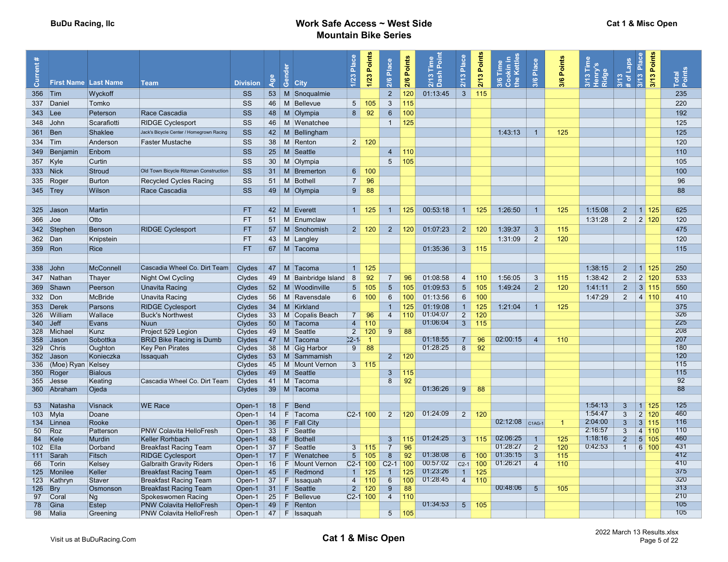# Work Safe Access ~ West Side Mountain Bike Series

BuDu Racing, llc

Cat 1 & Misc Open

| Current # | First Name | Last Name | Team | Division | Age | Gender | City | 1/23 Place | 1/23 Points | 2/6 Place | 2/6 Points | 2/13 Time Dash Point | 2/13 Place | 2/13 Points | 3/6 Time Cookin in the Kettles | 3/6 Place | 3/6 Points | 3/13 Time Henry's Ridge | 3/13 # of Laps | 3/13 Place | 3/13 Points | Total Points |
|---|---|---|---|---|---|---|---|---|---|---|---|---|---|---|---|---|---|---|---|---|---|---|
| 356 | Tim | Wyckoff | | SS | 53 | M | Snoqualmie | | | 2 | 120 | 01:13:45 | 3 | 115 | | | | | | | | 235 |
| 337 | Daniel | Tomko | | SS | 46 | M | Bellevue | 5 | 105 | 3 | 115 | | | | | | | | | | | 220 |
| 343 | Lee | Peterson | Race Cascadia | SS | 48 | M | Olympia | 8 | 92 | 6 | 100 | | | | | | | | | | | 192 |
| 348 | John | Scarafiotti | RIDGE Cyclesport | SS | 46 | M | Wenatchee | | | 1 | 125 | | | | | | | | | | | 125 |
| 361 | Ben | Shaklee | Jack's Bicycle Center / Homegrown Racing | SS | 42 | M | Bellingham | | | | | | | | 1:43:13 | 1 | 125 | | | | | 125 |
| 334 | Tim | Anderson | Faster Mustache | SS | 38 | M | Renton | 2 | 120 | | | | | | | | | | | | | 120 |
| 349 | Benjamin | Enbom | | SS | 25 | M | Seattle | | | 4 | 110 | | | | | | | | | | | 110 |
| 357 | Kyle | Curtin | | SS | 30 | M | Olympia | | | 5 | 105 | | | | | | | | | | | 105 |
| 333 | Nick | Stroud | Old Town Bicycle Ritzman Construction | SS | 31 | M | Bremerton | 6 | 100 | | | | | | | | | | | | | 100 |
| 335 | Roger | Burton | Recycled Cycles Racing | SS | 51 | M | Bothell | 7 | 96 | | | | | | | | | | | | | 96 |
| 345 | Trey | Wilson | Race Cascadia | SS | 49 | M | Olympia | 9 | 88 | | | | | | | | | | | | | 88 |
| | | | | | | | | | | | | | | | | | | | | | | |
| 325 | Jason | Martin | | FT | 42 | M | Everett | 1 | 125 | 1 | 125 | 00:53:18 | 1 | 125 | 1:26:50 | 1 | 125 | 1:15:08 | 2 | 1 | 125 | 625 |
| 366 | Joe | Otto | | FT | 51 | M | Enumclaw | | | | | | | | | | | 1:31:28 | 2 | 2 | 120 | 120 |
| 342 | Stephen | Benson | RIDGE Cyclesport | FT | 57 | M | Snohomish | 2 | 120 | 2 | 120 | 01:07:23 | 2 | 120 | 1:39:37 | 3 | 115 | | | | | 475 |
| 362 | Dan | Knipstein | | FT | 43 | M | Langley | | | | | | | | 1:31:09 | 2 | 120 | | | | | 120 |
| 359 | Ron | Rice | | FT | 67 | M | Tacoma | | | | | 01:35:36 | 3 | 115 | | | | | | | | 115 |
| | | | | | | | | | | | | | | | | | | | | | | |
| 338 | John | McConnell | Cascadia Wheel Co. Dirt Team | Clydes | 47 | M | Tacoma | 1 | 125 | | | | | | | | | 1:38:15 | 2 | 1 | 125 | 250 |
| 347 | Nathan | Thayer | Night Owl Cycling | Clydes | 49 | M | Bainbridge Island | 8 | 92 | 7 | 96 | 01:08:58 | 4 | 110 | 1:56:05 | 3 | 115 | 1:38:42 | 2 | 2 | 120 | 533 |
| 369 | Shawn | Peerson | Unavita Racing | Clydes | 52 | M | Woodinville | 5 | 105 | 5 | 105 | 01:09:53 | 5 | 105 | 1:49:24 | 2 | 120 | 1:41:11 | 2 | 3 | 115 | 550 |
| 332 | Don | McBride | Unavita Racing | Clydes | 56 | M | Ravensdale | 6 | 100 | 6 | 100 | 01:13:56 | 6 | 100 | | | | 1:47:29 | 2 | 4 | 110 | 410 |
| 353 | Derek | Parsons | RIDGE Cyclesport | Clydes | 34 | M | Kirkland | | | 1 | 125 | 01:19:08 | 1 | 125 | 1:21:04 | 1 | 125 | | | | | 375 |
| 326 | William | Wallace | Buck's Northwest | Clydes | 33 | M | Copalis Beach | 7 | 96 | 4 | 110 | 01:04:07 | 2 | 120 | | | | | | | | 326 |
| 340 | Jeff | Evans | Nuun | Clydes | 50 | M | Tacoma | 4 | 110 | | | 01:06:04 | 3 | 115 | | | | | | | | 225 |
| 328 | Michael | Kunz | Project 529 Legion | Clydes | 49 | M | Seattle | 2 | 120 | 9 | 88 | | | | | | | | | | | 208 |
| 358 | Jason | Sobottka | BRiD Bike Racing is Dumb | Clydes | 47 | M | Tacoma | C2-1 | 1 | | | 01:18:55 | 7 | 96 | 02:00:15 | 4 | 110 | | | | | 207 |
| 329 | Chris | Oughton | Key Pen Pirates | Clydes | 38 | M | Gig Harbor | 9 | 88 | | | 01:28:25 | 8 | 92 | | | | | | | | 180 |
| 352 | Jason | Konieczka | Issaquah | Clydes | 53 | M | Sammamish | | | 2 | 120 | | | | | | | | | | | 120 |
| 336 | (Moe) Ryan | Kelsey | | Clydes | 45 | M | Mount Vernon | 3 | 115 | | | | | | | | | | | | | 115 |
| 350 | Roger | Bialous | | Clydes | 49 | M | Seattle | | | 3 | 115 | | | | | | | | | | | 115 |
| 355 | Jesse | Keating | Cascadia Wheel Co. Dirt Team | Clydes | 41 | M | Tacoma | | | 8 | 92 | | | | | | | | | | | 92 |
| 360 | Abraham | Ojeda | | Clydes | 39 | M | Tacoma | | | | | 01:36:26 | 9 | 88 | | | | | | | | 88 |
| | | | | | | | | | | | | | | | | | | | | | | |
| 53 | Natasha | Visnack | WE Race | Open-1 | 18 | F | Bend | | | | | | | | | | | 1:54:13 | 3 | 1 | 125 | 125 |
| 103 | Myla | Doane | | Open-1 | 14 | F | Tacoma | C2-1 | 100 | 2 | 120 | 01:24:09 | 2 | 120 | | | | 1:54:47 | 3 | 2 | 120 | 460 |
| 134 | Linnea | Rooke | | Open-1 | 36 | F | Fall City | | | | | | | | 02:12:08 | C1AG-1 | 1 | 2:04:00 | 3 | 3 | 115 | 116 |
| 50 | Roz | Patterson | PNW Colavita HelloFresh | Open-1 | 33 | F | Seattle | | | | | | | | | | | 2:16:57 | 3 | 4 | 110 | 110 |
| 84 | Kele | Murdin | Keller Rorhbach | Open-1 | 48 | F | Bothell | | | 3 | 115 | 01:24:25 | 3 | 115 | 02:06:25 | 1 | 125 | 1:18:16 | 2 | 5 | 105 | 460 |
| 102 | Ella | Dorband | Breakfast Racing Team | Open-1 | 37 | F | Seattle | 3 | 115 | 7 | 96 | | | | 01:28:27 | 2 | 120 | 0:42:53 | 1 | 6 | 100 | 431 |
| 111 | Sarah | Fitsch | RIDGE Cyclesport | Open-1 | 17 | F | Wenatchee | 5 | 105 | 8 | 92 | 01:38:08 | 6 | 100 | 01:35:15 | 3 | 115 | | | | | 412 |
| 66 | Torin | Kelsey | Galbraith Gravity Riders | Open-1 | 16 | F | Mount Vernon | C2-1 | 100 | C2-1 | 100 | 00:57:02 | C2-1 | 100 | 01:26:21 | 4 | 110 | | | | | 410 |
| 125 | Monilee | Keller | Breakfast Racing Team | Open-1 | 45 | F | Redmond | 1 | 125 | 1 | 125 | 01:23:26 | 1 | 125 | | | | | | | | 375 |
| 123 | Kathryn | Staver | Breakfast Racing Team | Open-1 | 37 | F | Issaquah | 4 | 110 | 6 | 100 | 01:28:45 | 4 | 110 | | | | | | | | 320 |
| 126 | Bry | Osmonson | Breakfast Racing Team | Open-1 | 31 | F | Seattle | 2 | 120 | 9 | 88 | | | | 00:48:06 | 5 | 105 | | | | | 313 |
| 97 | Coral | Ng | Spokeswomen Racing | Open-1 | 25 | F | Bellevue | C2-1 | 100 | 4 | 110 | | | | | | | | | | | 210 |
| 78 | Gina | Estep | PNW Colavita HelloFresh | Open-1 | 49 | F | Renton | | | | | 01:34:53 | 5 | 105 | | | | | | | | 105 |
| 98 | Malia | Greening | PNW Colavita HelloFresh | Open-1 | 47 | F | Issaquah | | | 5 | 105 | | | | | | | | | | | 105 |

Visit us at BuDuRacing.Com

Cat 1 & Misc Open

2022 March 13 Results.xlsx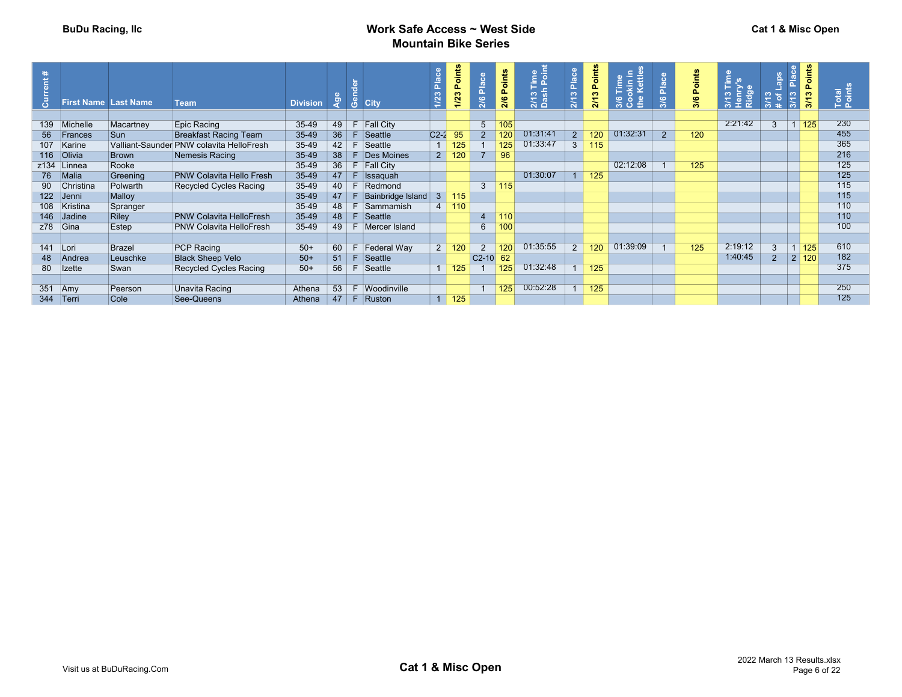BuDu Racing, llc

# Work Safe Access ~ West Side Mountain Bike Series

Cat 1 & Misc Open

| Current # | First Name | Last Name | Team | Division | Age | Gender | City | 1/23 Place | 1/23 Points | 2/6 Place | 2/6 Points | 2/13 Time Dash Point | 2/13 Place | 2/13 Points | 3/6 Time Cookin in the Kettles | 3/6 Place | 3/6 Points | 3/13 Time Henry's Ridge | 3/13 # of Laps | 3/13 Place | 3/13 Points | Total Points |
|---|---|---|---|---|---|---|---|---|---|---|---|---|---|---|---|---|---|---|---|---|---|---|
| | | | | | | | | | | | | | | | | | | | | | | |
| 139 | Michelle | Macartney | Epic Racing | 35-49 | 49 | F | Fall City | | | 5 | 105 | | | | | | | 2:21:42 | 3 | 1 | 125 | 230 |
| 56 | Frances | Sun | Breakfast Racing Team | 35-49 | 36 | F | Seattle | C2-2 | 95 | 2 | 120 | 01:31:41 | 2 | 120 | 01:32:31 | 2 | 120 | | | | | 455 |
| 107 | Karine | Valliant-Saunder | PNW colavita HelloFresh | 35-49 | 42 | F | Seattle | 1 | 125 | 1 | 125 | 01:33:47 | 3 | 115 | | | | | | | | 365 |
| 116 | Olivia | Brown | Nemesis Racing | 35-49 | 38 | F | Des Moines | 2 | 120 | 7 | 96 | | | | | | | | | | | 216 |
| z134 | Linnea | Rooke | | 35-49 | 36 | F | Fall City | | | | | | | | 02:12:08 | 1 | 125 | | | | | 125 |
| 76 | Malia | Greening | PNW Colavita Hello Fresh | 35-49 | 47 | F | Issaquah | | | | | 01:30:07 | 1 | 125 | | | | | | | | 125 |
| 90 | Christina | Polwarth | Recycled Cycles Racing | 35-49 | 40 | F | Redmond | | | 3 | 115 | | | | | | | | | | | 115 |
| 122 | Jenni | Malloy | | 35-49 | 47 | F | Bainbridge Island | 3 | 115 | | | | | | | | | | | | | 115 |
| 108 | Kristina | Spranger | | 35-49 | 48 | F | Sammamish | 4 | 110 | | | | | | | | | | | | | 110 |
| 146 | Jadine | Riley | PNW Colavita HelloFresh | 35-49 | 48 | F | Seattle | | | 4 | 110 | | | | | | | | | | | 110 |
| z78 | Gina | Estep | PNW Colavita HelloFresh | 35-49 | 49 | F | Mercer Island | | | 6 | 100 | | | | | | | | | | | 100 |
| | | | | | | | | | | | | | | | | | | | | | | |
| 141 | Lori | Brazel | PCP Racing | 50+ | 60 | F | Federal Way | 2 | 120 | 2 | 120 | 01:35:55 | 2 | 120 | 01:39:09 | 1 | 125 | 2:19:12 | 3 | 1 | 125 | 610 |
| 48 | Andrea | Leuschke | Black Sheep Velo | 50+ | 51 | F | Seattle | | | C2-10 | 62 | | | | | | | 1:40:45 | 2 | 2 | 120 | 182 |
| 80 | Izette | Swan | Recycled Cycles Racing | 50+ | 56 | F | Seattle | 1 | 125 | 1 | 125 | 01:32:48 | 1 | 125 | | | | | | | | 375 |
| | | | | | | | | | | | | | | | | | | | | | | |
| 351 | Amy | Peerson | Unavita Racing | Athena | 53 | F | Woodinville | | | 1 | 125 | 00:52:28 | 1 | 125 | | | | | | | | 250 |
| 344 | Terri | Cole | See-Queens | Athena | 47 | F | Ruston | 1 | 125 | | | | | | | | | | | | | 125 |

Visit us at BuDuRacing.Com

Cat 1 & Misc Open

2022 March 13 Results.xlsx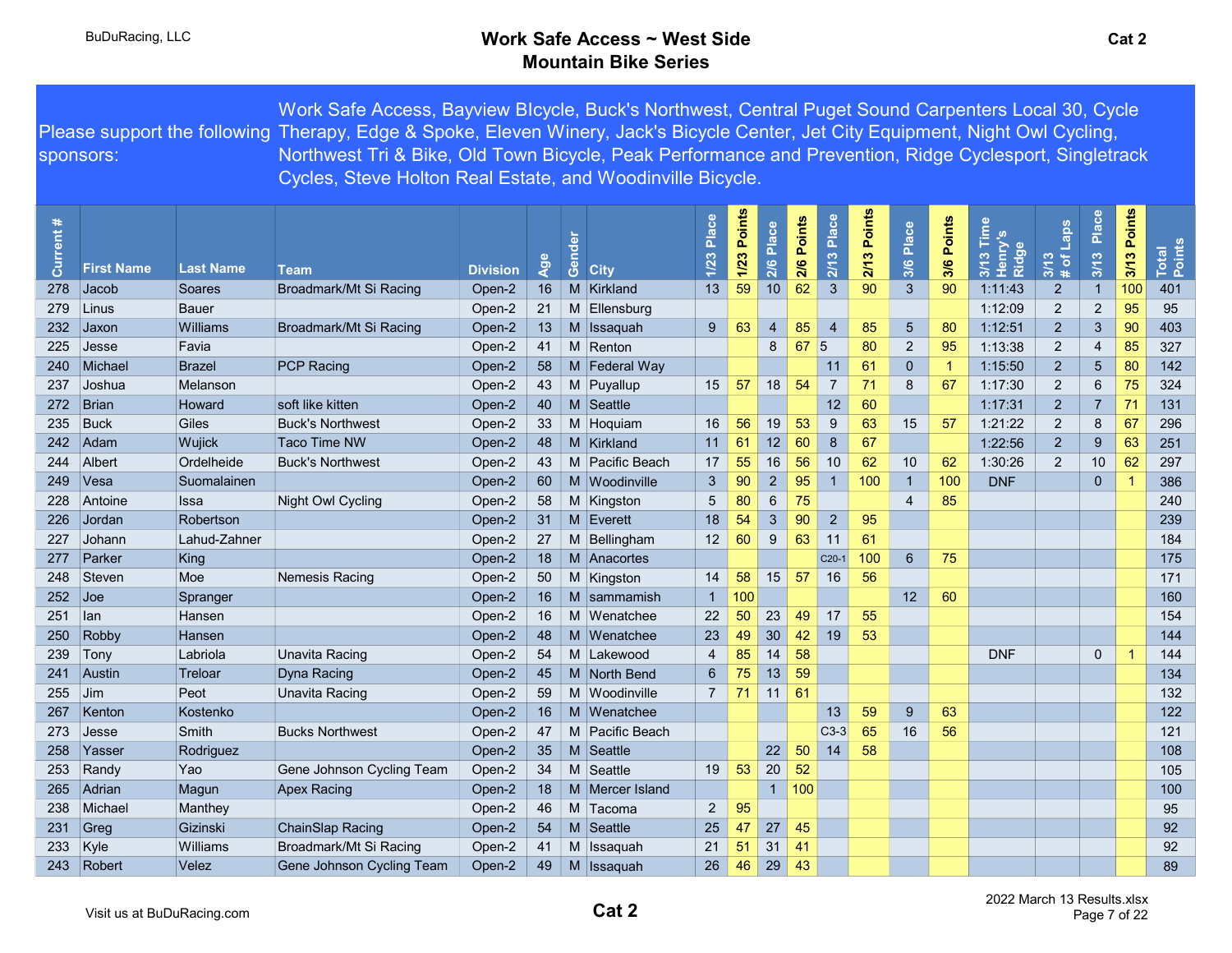BuDuRacing, LLC

# Work Safe Access ~ West Side Mountain Bike Series

Cat 2

Please support the following sponsors: Work Safe Access, Bayview BIcycle, Buck's Northwest, Central Puget Sound Carpenters Local 30, Cycle Therapy, Edge & Spoke, Eleven Winery, Jack's Bicycle Center, Jet City Equipment, Night Owl Cycling, Northwest Tri & Bike, Old Town Bicycle, Peak Performance and Prevention, Ridge Cyclesport, Singletrack Cycles, Steve Holton Real Estate, and Woodinville Bicycle.

| Current # | First Name | Last Name | Team | Division | Age | Gender | City | 1/23 Place | 1/23 Points | 2/6 Place | 2/6 Points | 2/13 Place | 2/13 Points | 3/6 Place | 3/6 Points | 3/13 Time Henry's Ridge | 3/13 # of Laps | 3/13 Place | 3/13 Points | Total Points |
|---|---|---|---|---|---|---|---|---|---|---|---|---|---|---|---|---|---|---|---|---|
| 278 | Jacob | Soares | Broadmark/Mt Si Racing | Open-2 | 16 | M | Kirkland | 13 | 59 | 10 | 62 | 3 | 90 | 3 | 90 | 1:11:43 | 2 | 1 | 100 | 401 |
| 279 | Linus | Bauer | | Open-2 | 21 | M | Ellensburg | | | | | | | | | 1:12:09 | 2 | 2 | 95 | 95 |
| 232 | Jaxon | Williams | Broadmark/Mt Si Racing | Open-2 | 13 | M | Issaquah | 9 | 63 | 4 | 85 | 4 | 85 | 5 | 80 | 1:12:51 | 2 | 3 | 90 | 403 |
| 225 | Jesse | Favia | | Open-2 | 41 | M | Renton | | | 8 | 67 | 5 | 80 | 2 | 95 | 1:13:38 | 2 | 4 | 85 | 327 |
| 240 | Michael | Brazel | PCP Racing | Open-2 | 58 | M | Federal Way | | | | | 11 | 61 | 0 | 1 | 1:15:50 | 2 | 5 | 80 | 142 |
| 237 | Joshua | Melanson | | Open-2 | 43 | M | Puyallup | 15 | 57 | 18 | 54 | 7 | 71 | 8 | 67 | 1:17:30 | 2 | 6 | 75 | 324 |
| 272 | Brian | Howard | soft like kitten | Open-2 | 40 | M | Seattle | | | | | 12 | 60 | | | 1:17:31 | 2 | 7 | 71 | 131 |
| 235 | Buck | Giles | Buck's Northwest | Open-2 | 33 | M | Hoquiam | 16 | 56 | 19 | 53 | 9 | 63 | 15 | 57 | 1:21:22 | 2 | 8 | 67 | 296 |
| 242 | Adam | Wujick | Taco Time NW | Open-2 | 48 | M | Kirkland | 11 | 61 | 12 | 60 | 8 | 67 | | | 1:22:56 | 2 | 9 | 63 | 251 |
| 244 | Albert | Ordelheide | Buck's Northwest | Open-2 | 43 | M | Pacific Beach | 17 | 55 | 16 | 56 | 10 | 62 | 10 | 62 | 1:30:26 | 2 | 10 | 62 | 297 |
| 249 | Vesa | Suomalainen | | Open-2 | 60 | M | Woodinville | 3 | 90 | 2 | 95 | 1 | 100 | 1 | 100 | DNF | | 0 | 1 | 386 |
| 228 | Antoine | Issa | Night Owl Cycling | Open-2 | 58 | M | Kingston | 5 | 80 | 6 | 75 | | | 4 | 85 | | | | | 240 |
| 226 | Jordan | Robertson | | Open-2 | 31 | M | Everett | 18 | 54 | 3 | 90 | 2 | 95 | | | | | | | 239 |
| 227 | Johann | Lahud-Zahner | | Open-2 | 27 | M | Bellingham | 12 | 60 | 9 | 63 | 11 | 61 | | | | | | | 184 |
| 277 | Parker | King | | Open-2 | 18 | M | Anacortes | | | | | C20-1 | 100 | 6 | 75 | | | | | 175 |
| 248 | Steven | Moe | Nemesis Racing | Open-2 | 50 | M | Kingston | 14 | 58 | 15 | 57 | 16 | 56 | | | | | | | 171 |
| 252 | Joe | Spranger | | Open-2 | 16 | M | sammamish | 1 | 100 | | | | | 12 | 60 | | | | | 160 |
| 251 | Ian | Hansen | | Open-2 | 16 | M | Wenatchee | 22 | 50 | 23 | 49 | 17 | 55 | | | | | | | 154 |
| 250 | Robby | Hansen | | Open-2 | 48 | M | Wenatchee | 23 | 49 | 30 | 42 | 19 | 53 | | | | | | | 144 |
| 239 | Tony | Labriola | Unavita Racing | Open-2 | 54 | M | Lakewood | 4 | 85 | 14 | 58 | | | | | DNF | | 0 | 1 | 144 |
| 241 | Austin | Treloar | Dyna Racing | Open-2 | 45 | M | North Bend | 6 | 75 | 13 | 59 | | | | | | | | | 134 |
| 255 | Jim | Peot | Unavita Racing | Open-2 | 59 | M | Woodinville | 7 | 71 | 11 | 61 | | | | | | | | | 132 |
| 267 | Kenton | Kostenko | | Open-2 | 16 | M | Wenatchee | | | | | 13 | 59 | 9 | 63 | | | | | 122 |
| 273 | Jesse | Smith | Bucks Northwest | Open-2 | 47 | M | Pacific Beach | | | | | C3-3 | 65 | 16 | 56 | | | | | 121 |
| 258 | Yasser | Rodriguez | | Open-2 | 35 | M | Seattle | | | 22 | 50 | 14 | 58 | | | | | | | 108 |
| 253 | Randy | Yao | Gene Johnson Cycling Team | Open-2 | 34 | M | Seattle | 19 | 53 | 20 | 52 | | | | | | | | | 105 |
| 265 | Adrian | Magun | Apex Racing | Open-2 | 18 | M | Mercer Island | | | 1 | 100 | | | | | | | | | 100 |
| 238 | Michael | Manthey | | Open-2 | 46 | M | Tacoma | 2 | 95 | | | | | | | | | | | 95 |
| 231 | Greg | Gizinski | ChainSlap Racing | Open-2 | 54 | M | Seattle | 25 | 47 | 27 | 45 | | | | | | | | | 92 |
| 233 | Kyle | Williams | Broadmark/Mt Si Racing | Open-2 | 41 | M | Issaquah | 21 | 51 | 31 | 41 | | | | | | | | | 92 |
| 243 | Robert | Velez | Gene Johnson Cycling Team | Open-2 | 49 | M | Issaquah | 26 | 46 | 29 | 43 | | | | | | | | | 89 |

Visit us at BuDuRacing.com

Cat 2

2022 March 13 Results.xlsx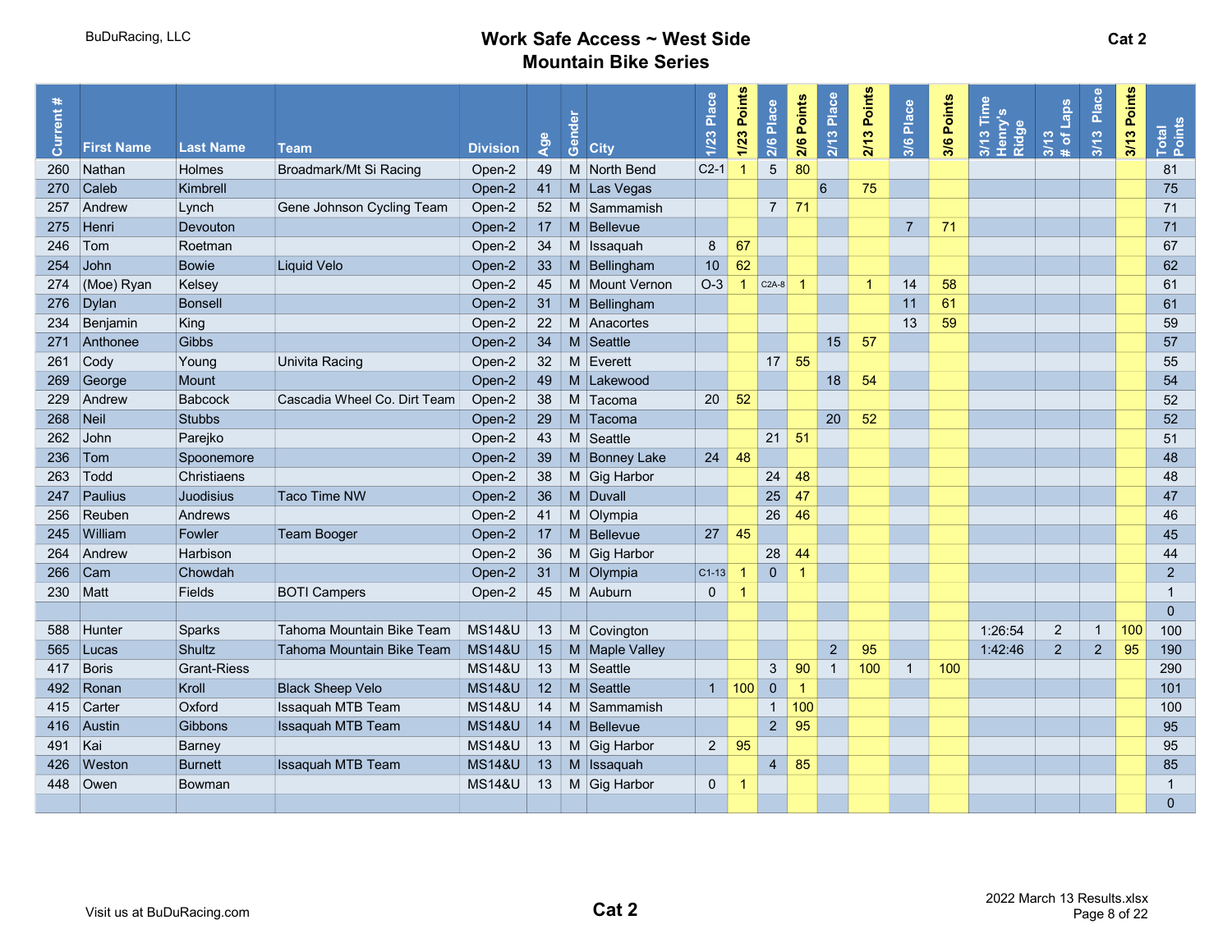BuDuRacing, LLC

# Work Safe Access ~ West Side Mountain Bike Series

Cat 2

| Current # | First Name | Last Name | Team | Division | Age | Gender | City | 1/23 Place | 1/23 Points | 2/6 Place | 2/6 Points | 2/13 Place | 2/13 Points | 3/6 Place | 3/6 Points | 3/13 Time Henry's Ridge | 3/13 # of Laps | 3/13 Place | 3/13 Points | Total Points |
|---|---|---|---|---|---|---|---|---|---|---|---|---|---|---|---|---|---|---|---|---|
| 260 | Nathan | Holmes | Broadmark/Mt Si Racing | Open-2 | 49 | M | North Bend | C2-1 | 1 | 5 | 80 | | | | | | | | | 81 |
| 270 | Caleb | Kimbrell | | Open-2 | 41 | M | Las Vegas | | | | | 6 | 75 | | | | | | | 75 |
| 257 | Andrew | Lynch | Gene Johnson Cycling Team | Open-2 | 52 | M | Sammamish | | | 7 | 71 | | | | | | | | | 71 |
| 275 | Henri | Devouton | | Open-2 | 17 | M | Bellevue | | | | | | | 7 | 71 | | | | | 71 |
| 246 | Tom | Roetman | | Open-2 | 34 | M | Issaquah | 8 | 67 | | | | | | | | | | | 67 |
| 254 | John | Bowie | Liquid Velo | Open-2 | 33 | M | Bellingham | 10 | 62 | | | | | | | | | | | 62 |
| 274 | (Moe) Ryan | Kelsey | | Open-2 | 45 | M | Mount Vernon | O-3 | 1 | C2A-8 | 1 | | 1 | 14 | 58 | | | | | 61 |
| 276 | Dylan | Bonsell | | Open-2 | 31 | M | Bellingham | | | | | | | 11 | 61 | | | | | 61 |
| 234 | Benjamin | King | | Open-2 | 22 | M | Anacortes | | | | | | | 13 | 59 | | | | | 59 |
| 271 | Anthonee | Gibbs | | Open-2 | 34 | M | Seattle | | | | | 15 | 57 | | | | | | | 57 |
| 261 | Cody | Young | Univita Racing | Open-2 | 32 | M | Everett | | | 17 | 55 | | | | | | | | | 55 |
| 269 | George | Mount | | Open-2 | 49 | M | Lakewood | | | | | 18 | 54 | | | | | | | 54 |
| 229 | Andrew | Babcock | Cascadia Wheel Co. Dirt Team | Open-2 | 38 | M | Tacoma | 20 | 52 | | | | | | | | | | | 52 |
| 268 | Neil | Stubbs | | Open-2 | 29 | M | Tacoma | | | | | 20 | 52 | | | | | | | 52 |
| 262 | John | Parejko | | Open-2 | 43 | M | Seattle | | | 21 | 51 | | | | | | | | | 51 |
| 236 | Tom | Spoonemore | | Open-2 | 39 | M | Bonney Lake | 24 | 48 | | | | | | | | | | | 48 |
| 263 | Todd | Christiaens | | Open-2 | 38 | M | Gig Harbor | | | 24 | 48 | | | | | | | | | 48 |
| 247 | Paulius | Juodisius | Taco Time NW | Open-2 | 36 | M | Duvall | | | 25 | 47 | | | | | | | | | 47 |
| 256 | Reuben | Andrews | | Open-2 | 41 | M | Olympia | | | 26 | 46 | | | | | | | | | 46 |
| 245 | William | Fowler | Team Booger | Open-2 | 17 | M | Bellevue | 27 | 45 | | | | | | | | | | | 45 |
| 264 | Andrew | Harbison | | Open-2 | 36 | M | Gig Harbor | | | 28 | 44 | | | | | | | | | 44 |
| 266 | Cam | Chowdah | | Open-2 | 31 | M | Olympia | C1-13 | 1 | 0 | 1 | | | | | | | | | 2 |
| 230 | Matt | Fields | BOTI Campers | Open-2 | 45 | M | Auburn | 0 | 1 | | | | | | | | | | | 1 |
| | | | | | | | | | | | | | | | | | | | | 0 |
| 588 | Hunter | Sparks | Tahoma Mountain Bike Team | MS14&U | 13 | M | Covington | | | | | | | | | 1:26:54 | 2 | 1 | 100 | 100 |
| 565 | Lucas | Shultz | Tahoma Mountain Bike Team | MS14&U | 15 | M | Maple Valley | | | | | 2 | 95 | | | 1:42:46 | 2 | 2 | 95 | 190 |
| 417 | Boris | Grant-Riess | | MS14&U | 13 | M | Seattle | | | 3 | 90 | 1 | 100 | 1 | 100 | | | | | 290 |
| 492 | Ronan | Kroll | Black Sheep Velo | MS14&U | 12 | M | Seattle | 1 | 100 | 0 | 1 | | | | | | | | | 101 |
| 415 | Carter | Oxford | Issaquah MTB Team | MS14&U | 14 | M | Sammamish | | | 1 | 100 | | | | | | | | | 100 |
| 416 | Austin | Gibbons | Issaquah MTB Team | MS14&U | 14 | M | Bellevue | | | 2 | 95 | | | | | | | | | 95 |
| 491 | Kai | Barney | | MS14&U | 13 | M | Gig Harbor | 2 | 95 | | | | | | | | | | | 95 |
| 426 | Weston | Burnett | Issaquah MTB Team | MS14&U | 13 | M | Issaquah | | | 4 | 85 | | | | | | | | | 85 |
| 448 | Owen | Bowman | | MS14&U | 13 | M | Gig Harbor | 0 | 1 | | | | | | | | | | | 1 |
| | | | | | | | | | | | | | | | | | | | | 0 |

Visit us at BuDuRacing.com

Cat 2

2022 March 13 Results.xlsx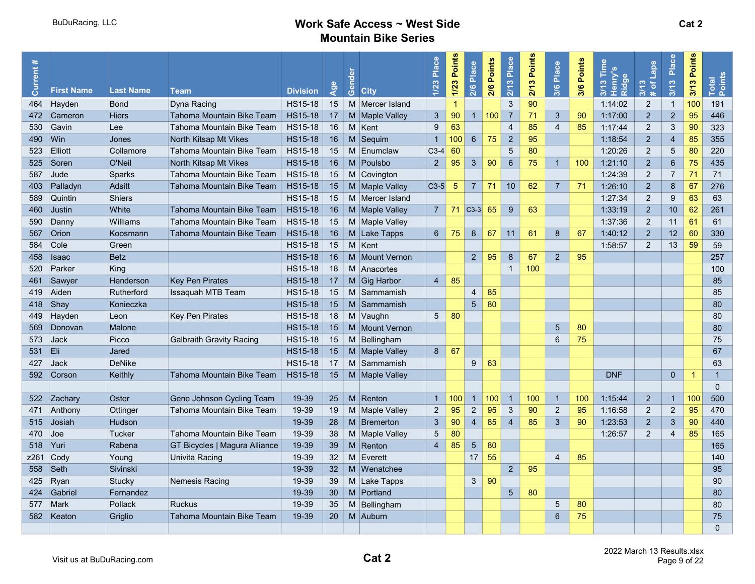BuDuRacing, LLC

# Work Safe Access ~ West Side Mountain Bike Series

## Cat 2

| Current # | First Name | Last Name | Team | Division | Age | Gender | City | 1/23 Place | 1/23 Points | 2/6 Place | 2/6 Points | 2/13 Place | 2/13 Points | 3/6 Place | 3/6 Points | 3/13 Time Henry's Ridge | 3/13 # of Laps | 3/13 Place | 3/13 Points | Total Points |
|---|---|---|---|---|---|---|---|---|---|---|---|---|---|---|---|---|---|---|---|---|
| 464 | Hayden | Bond | Dyna Racing | HS15-18 | 15 | M | Mercer Island | | 1 | | | 3 | 90 | | | 1:14:02 | 2 | 1 | 100 | 191 |
| 472 | Cameron | Hiers | Tahoma Mountain Bike Team | HS15-18 | 17 | M | Maple Valley | 3 | 90 | 1 | 100 | 7 | 71 | 3 | 90 | 1:17:00 | 2 | 2 | 95 | 446 |
| 530 | Gavin | Lee | Tahoma Mountain Bike Team | HS15-18 | 16 | M | Kent | 9 | 63 | | | 4 | 85 | 4 | 85 | 1:17:44 | 2 | 3 | 90 | 323 |
| 490 | Win | Jones | North Kitsap Mt Vikes | HS15-18 | 16 | M | Sequim | 1 | 100 | 6 | 75 | 2 | 95 | | | 1:18:54 | 2 | 4 | 85 | 355 |
| 523 | Elliott | Collamore | Tahoma Mountain Bike Team | HS15-18 | 15 | M | Enumclaw | C3-4 | 60 | | | 5 | 80 | | | 1:20:26 | 2 | 5 | 80 | 220 |
| 525 | Soren | O'Neil | North Kitsap Mt Vikes | HS15-18 | 16 | M | Poulsbo | 2 | 95 | 3 | 90 | 6 | 75 | 1 | 100 | 1:21:10 | 2 | 6 | 75 | 435 |
| 587 | Jude | Sparks | Tahoma Mountain Bike Team | HS15-18 | 15 | M | Covington | | | | | | | | | 1:24:39 | 2 | 7 | 71 | 71 |
| 403 | Palladyn | Adsitt | Tahoma Mountain Bike Team | HS15-18 | 15 | M | Maple Valley | C3-5 | 5 | 7 | 71 | 10 | 62 | 7 | 71 | 1:26:10 | 2 | 8 | 67 | 276 |
| 589 | Quintin | Shiers | | HS15-18 | 15 | M | Mercer Island | | | | | | | | | 1:27:34 | 2 | 9 | 63 | 63 |
| 460 | Justin | White | Tahoma Mountain Bike Team | HS15-18 | 16 | M | Maple Valley | 7 | 71 | C3-3 | 65 | 9 | 63 | | | 1:33:19 | 2 | 10 | 62 | 261 |
| 590 | Danny | Williams | Tahoma Mountain Bike Team | HS15-18 | 15 | M | Maple Valley | | | | | | | | | 1:37:36 | 2 | 11 | 61 | 61 |
| 567 | Orion | Koosmann | Tahoma Mountain Bike Team | HS15-18 | 16 | M | Lake Tapps | 6 | 75 | 8 | 67 | 11 | 61 | 8 | 67 | 1:40:12 | 2 | 12 | 60 | 330 |
| 584 | Cole | Green | | HS15-18 | 15 | M | Kent | | | | | | | | | 1:58:57 | 2 | 13 | 59 | 59 |
| 458 | Isaac | Betz | | HS15-18 | 16 | M | Mount Vernon | | | 2 | 95 | 8 | 67 | 2 | 95 | | | | | 257 |
| 520 | Parker | King | | HS15-18 | 18 | M | Anacortes | | | | | 1 | 100 | | | | | | | 100 |
| 461 | Sawyer | Henderson | Key Pen Pirates | HS15-18 | 17 | M | Gig Harbor | 4 | 85 | | | | | | | | | | | 85 |
| 419 | Aiden | Rutherford | Issaquah MTB Team | HS15-18 | 15 | M | Sammamish | | | 4 | 85 | | | | | | | | | 85 |
| 418 | Shay | Konieczka | | HS15-18 | 15 | M | Sammamish | | | 5 | 80 | | | | | | | | | 80 |
| 449 | Hayden | Leon | Key Pen Pirates | HS15-18 | 18 | M | Vaughn | 5 | 80 | | | | | | | | | | | 80 |
| 569 | Donovan | Malone | | HS15-18 | 15 | M | Mount Vernon | | | | | | | 5 | 80 | | | | | 80 |
| 573 | Jack | Picco | Galbraith Gravity Racing | HS15-18 | 15 | M | Bellingham | | | | | | | 6 | 75 | | | | | 75 |
| 531 | Eli | Jared | | HS15-18 | 15 | M | Maple Valley | 8 | 67 | | | | | | | | | | | 67 |
| 427 | Jack | DeNike | | HS15-18 | 17 | M | Sammamish | | | 9 | 63 | | | | | | | | | 63 |
| 592 | Corson | Keithly | Tahoma Mountain Bike Team | HS15-18 | 15 | M | Maple Valley | | | | | | | | | DNF | | 0 | 1 | 1 |
| | | | | | | | | | | | | | | | | | | | | 0 |
| 522 | Zachary | Oster | Gene Johnson Cycling Team | 19-39 | 25 | M | Renton | 1 | 100 | 1 | 100 | 1 | 100 | 1 | 100 | 1:15:44 | 2 | 1 | 100 | 500 |
| 471 | Anthony | Ottinger | Tahoma Mountain Bike Team | 19-39 | 19 | M | Maple Valley | 2 | 95 | 2 | 95 | 3 | 90 | 2 | 95 | 1:16:58 | 2 | 2 | 95 | 470 |
| 515 | Josiah | Hudson | | 19-39 | 28 | M | Bremerton | 3 | 90 | 4 | 85 | 4 | 85 | 3 | 90 | 1:23:53 | 2 | 3 | 90 | 440 |
| 470 | Joe | Tucker | Tahoma Mountain Bike Team | 19-39 | 38 | M | Maple Valley | 5 | 80 | | | | | | | 1:26:57 | 2 | 4 | 85 | 165 |
| 518 | Yuri | Rabena | GT Bicycles \| Magura Alliance | 19-39 | 39 | M | Renton | 4 | 85 | 5 | 80 | | | | | | | | | 165 |
| z261 | Cody | Young | Univita Racing | 19-39 | 32 | M | Everett | | | 17 | 55 | | | 4 | 85 | | | | | 140 |
| 558 | Seth | Sivinski | | 19-39 | 32 | M | Wenatchee | | | | | 2 | 95 | | | | | | | 95 |
| 425 | Ryan | Stucky | Nemesis Racing | 19-39 | 39 | M | Lake Tapps | | | 3 | 90 | | | | | | | | | 90 |
| 424 | Gabriel | Fernandez | | 19-39 | 30 | M | Portland | | | | | 5 | 80 | | | | | | | 80 |
| 577 | Mark | Pollack | Ruckus | 19-39 | 35 | M | Bellingham | | | | | | | 5 | 80 | | | | | 80 |
| 582 | Keaton | Griglio | Tahoma Mountain Bike Team | 19-39 | 20 | M | Auburn | | | | | | | 6 | 75 | | | | | 75 |
| | | | | | | | | | | | | | | | | | | | | 0 |

Visit us at BuDuRacing.com

Cat 2

2022 March 13 Results.xlsx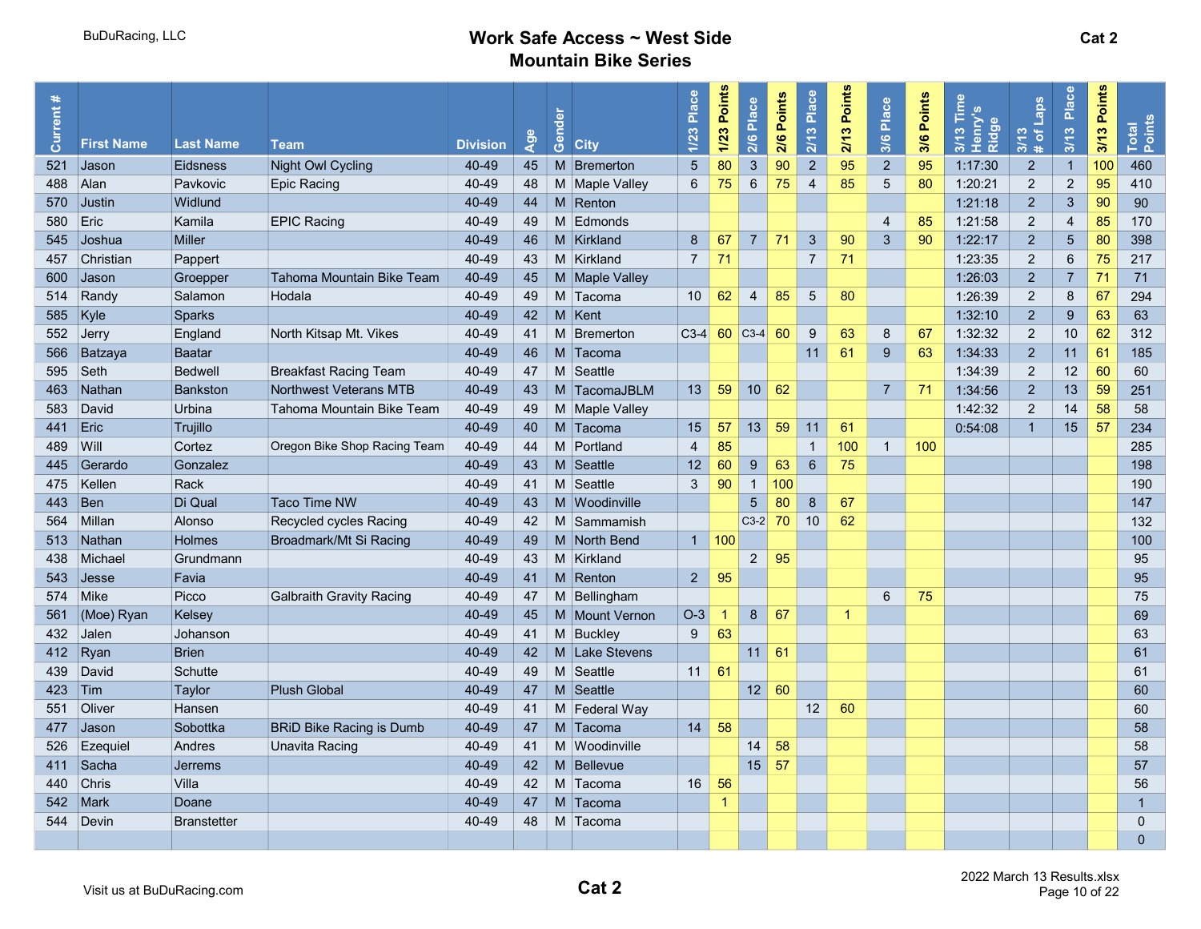BuDuRacing, LLC

# Work Safe Access ~ West Side Mountain Bike Series

Cat 2

| Current # | First Name | Last Name | Team | Division | Age | Gender | City | 1/23 Place | 1/23 Points | 2/6 Place | 2/6 Points | 2/13 Place | 2/13 Points | 3/6 Place | 3/6 Points | 3/13 Time Henry's Ridge | 3/13 # of Laps | 3/13 Place | 3/13 Points | Total Points |
|---|---|---|---|---|---|---|---|---|---|---|---|---|---|---|---|---|---|---|---|---|
| 521 | Jason | Eidsness | Night Owl Cycling | 40-49 | 45 | M | Bremerton | 5 | 80 | 3 | 90 | 2 | 95 | 2 | 95 | 1:17:30 | 2 | 1 | 100 | 460 |
| 488 | Alan | Pavkovic | Epic Racing | 40-49 | 48 | M | Maple Valley | 6 | 75 | 6 | 75 | 4 | 85 | 5 | 80 | 1:20:21 | 2 | 2 | 95 | 410 |
| 570 | Justin | Widlund | | 40-49 | 44 | M | Renton | | | | | | | | | 1:21:18 | 2 | 3 | 90 | 90 |
| 580 | Eric | Kamila | EPIC Racing | 40-49 | 49 | M | Edmonds | | | | | | | 4 | 85 | 1:21:58 | 2 | 4 | 85 | 170 |
| 545 | Joshua | Miller | | 40-49 | 46 | M | Kirkland | 8 | 67 | 7 | 71 | 3 | 90 | 3 | 90 | 1:22:17 | 2 | 5 | 80 | 398 |
| 457 | Christian | Pappert | | 40-49 | 43 | M | Kirkland | 7 | 71 | | | 7 | 71 | | | 1:23:35 | 2 | 6 | 75 | 217 |
| 600 | Jason | Groepper | Tahoma Mountain Bike Team | 40-49 | 45 | M | Maple Valley | | | | | | | | | 1:26:03 | 2 | 7 | 71 | 71 |
| 514 | Randy | Salamon | Hodala | 40-49 | 49 | M | Tacoma | 10 | 62 | 4 | 85 | 5 | 80 | | | 1:26:39 | 2 | 8 | 67 | 294 |
| 585 | Kyle | Sparks | | 40-49 | 42 | M | Kent | | | | | | | | | 1:32:10 | 2 | 9 | 63 | 63 |
| 552 | Jerry | England | North Kitsap Mt. Vikes | 40-49 | 41 | M | Bremerton | C3-4 | 60 | C3-4 | 60 | 9 | 63 | 8 | 67 | 1:32:32 | 2 | 10 | 62 | 312 |
| 566 | Batzaya | Baatar | | 40-49 | 46 | M | Tacoma | | | | | 11 | 61 | 9 | 63 | 1:34:33 | 2 | 11 | 61 | 185 |
| 595 | Seth | Bedwell | Breakfast Racing Team | 40-49 | 47 | M | Seattle | | | | | | | | | 1:34:39 | 2 | 12 | 60 | 60 |
| 463 | Nathan | Bankston | Northwest Veterans MTB | 40-49 | 43 | M | TacomaJBLM | 13 | 59 | 10 | 62 | | | 7 | 71 | 1:34:56 | 2 | 13 | 59 | 251 |
| 583 | David | Urbina | Tahoma Mountain Bike Team | 40-49 | 49 | M | Maple Valley | | | | | | | | | 1:42:32 | 2 | 14 | 58 | 58 |
| 441 | Eric | Trujillo | | 40-49 | 40 | M | Tacoma | 15 | 57 | 13 | 59 | 11 | 61 | | | 0:54:08 | 1 | 15 | 57 | 234 |
| 489 | Will | Cortez | Oregon Bike Shop Racing Team | 40-49 | 44 | M | Portland | 4 | 85 | | | 1 | 100 | 1 | 100 | | | | | 285 |
| 445 | Gerardo | Gonzalez | | 40-49 | 43 | M | Seattle | 12 | 60 | 9 | 63 | 6 | 75 | | | | | | | 198 |
| 475 | Kellen | Rack | | 40-49 | 41 | M | Seattle | 3 | 90 | 1 | 100 | | | | | | | | | 190 |
| 443 | Ben | Di Qual | Taco Time NW | 40-49 | 43 | M | Woodinville | | | 5 | 80 | 8 | 67 | | | | | | | 147 |
| 564 | Millan | Alonso | Recycled cycles Racing | 40-49 | 42 | M | Sammamish | | | C3-2 | 70 | 10 | 62 | | | | | | | 132 |
| 513 | Nathan | Holmes | Broadmark/Mt Si Racing | 40-49 | 49 | M | North Bend | 1 | 100 | | | | | | | | | | | 100 |
| 438 | Michael | Grundmann | | 40-49 | 43 | M | Kirkland | | | 2 | 95 | | | | | | | | | 95 |
| 543 | Jesse | Favia | | 40-49 | 41 | M | Renton | 2 | 95 | | | | | | | | | | | 95 |
| 574 | Mike | Picco | Galbraith Gravity Racing | 40-49 | 47 | M | Bellingham | | | | | | | 6 | 75 | | | | | 75 |
| 561 | (Moe) Ryan | Kelsey | | 40-49 | 45 | M | Mount Vernon | O-3 | 1 | 8 | 67 | | 1 | | | | | | | 69 |
| 432 | Jalen | Johanson | | 40-49 | 41 | M | Buckley | 9 | 63 | | | | | | | | | | | 63 |
| 412 | Ryan | Brien | | 40-49 | 42 | M | Lake Stevens | | | 11 | 61 | | | | | | | | | 61 |
| 439 | David | Schutte | | 40-49 | 49 | M | Seattle | 11 | 61 | | | | | | | | | | | 61 |
| 423 | Tim | Taylor | Plush Global | 40-49 | 47 | M | Seattle | | | 12 | 60 | | | | | | | | | 60 |
| 551 | Oliver | Hansen | | 40-49 | 41 | M | Federal Way | | | | | 12 | 60 | | | | | | | 60 |
| 477 | Jason | Sobottka | BRiD Bike Racing is Dumb | 40-49 | 47 | M | Tacoma | 14 | 58 | | | | | | | | | | | 58 |
| 526 | Ezequiel | Andres | Unavita Racing | 40-49 | 41 | M | Woodinville | | | 14 | 58 | | | | | | | | | 58 |
| 411 | Sacha | Jerrems | | 40-49 | 42 | M | Bellevue | | | 15 | 57 | | | | | | | | | 57 |
| 440 | Chris | Villa | | 40-49 | 42 | M | Tacoma | 16 | 56 | | | | | | | | | | | 56 |
| 542 | Mark | Doane | | 40-49 | 47 | M | Tacoma | | 1 | | | | | | | | | | | 1 |
| 544 | Devin | Branstetter | | 40-49 | 48 | M | Tacoma | | | | | | | | | | | | | 0 |
| | | | | | | | | | | | | | | | | | | | | 0 |

Visit us at BuDuRacing.com

Cat 2

2022 March 13 Results.xlsx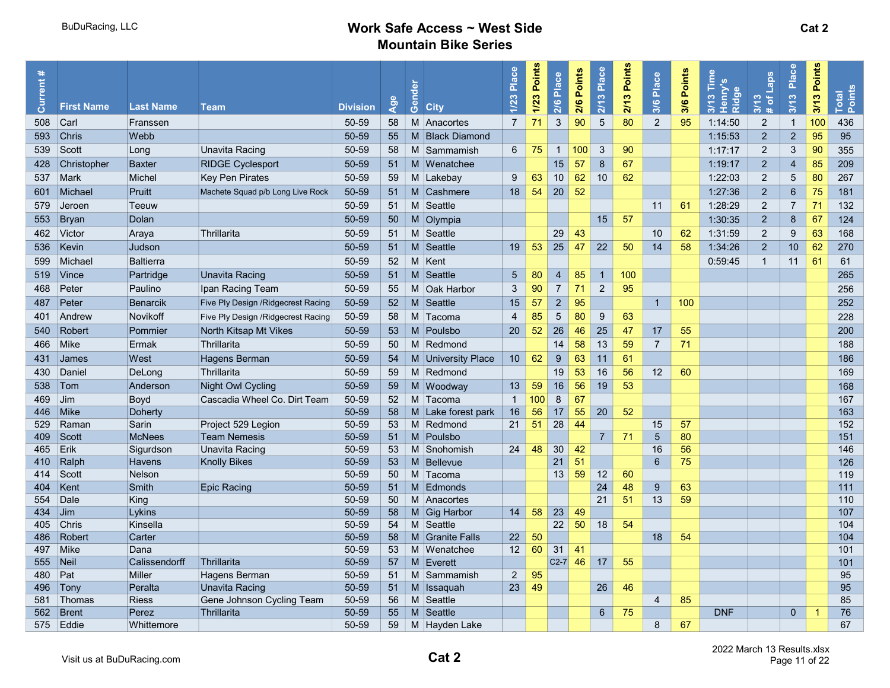BuDuRacing, LLC

# Work Safe Access ~ West Side Mountain Bike Series

Cat 2

| Current # | First Name | Last Name | Team | Division | Age | Gender | City | 1/23 Place | 1/23 Points | 2/6 Place | 2/6 Points | 2/13 Place | 2/13 Points | 3/6 Place | 3/6 Points | 3/13 Time Henry's Ridge | 3/13 # of Laps | 3/13 Place | 3/13 Points | Total Points |
|---|---|---|---|---|---|---|---|---|---|---|---|---|---|---|---|---|---|---|---|---|
| 508 | Carl | Franssen | | 50-59 | 58 | M | Anacortes | 7 | 71 | 3 | 90 | 5 | 80 | 2 | 95 | 1:14:50 | 2 | 1 | 100 | 436 |
| 593 | Chris | Webb | | 50-59 | 55 | M | Black Diamond | | | | | | | | | 1:15:53 | 2 | 2 | 95 | 95 |
| 539 | Scott | Long | Unavita Racing | 50-59 | 58 | M | Sammamish | 6 | 75 | 1 | 100 | 3 | 90 | | | 1:17:17 | 2 | 3 | 90 | 355 |
| 428 | Christopher | Baxter | RIDGE Cyclesport | 50-59 | 51 | M | Wenatchee | | | 15 | 57 | 8 | 67 | | | 1:19:17 | 2 | 4 | 85 | 209 |
| 537 | Mark | Michel | Key Pen Pirates | 50-59 | 59 | M | Lakebay | 9 | 63 | 10 | 62 | 10 | 62 | | | 1:22:03 | 2 | 5 | 80 | 267 |
| 601 | Michael | Pruitt | Machete Squad p/b Long Live Rock | 50-59 | 51 | M | Cashmere | 18 | 54 | 20 | 52 | | | | | 1:27:36 | 2 | 6 | 75 | 181 |
| 579 | Jeroen | Teeuw | | 50-59 | 51 | M | Seattle | | | | | | | 11 | 61 | 1:28:29 | 2 | 7 | 71 | 132 |
| 553 | Bryan | Dolan | | 50-59 | 50 | M | Olympia | | | | | 15 | 57 | | | 1:30:35 | 2 | 8 | 67 | 124 |
| 462 | Victor | Araya | Thrillarita | 50-59 | 51 | M | Seattle | | | 29 | 43 | | | 10 | 62 | 1:31:59 | 2 | 9 | 63 | 168 |
| 536 | Kevin | Judson | | 50-59 | 51 | M | Seattle | 19 | 53 | 25 | 47 | 22 | 50 | 14 | 58 | 1:34:26 | 2 | 10 | 62 | 270 |
| 599 | Michael | Baltierra | | 50-59 | 52 | M | Kent | | | | | | | | | 0:59:45 | 1 | 11 | 61 | 61 |
| 519 | Vince | Partridge | Unavita Racing | 50-59 | 51 | M | Seattle | 5 | 80 | 4 | 85 | 1 | 100 | | | | | | | 265 |
| 468 | Peter | Paulino | Ipan Racing Team | 50-59 | 55 | M | Oak Harbor | 3 | 90 | 7 | 71 | 2 | 95 | | | | | | | 256 |
| 487 | Peter | Benarcik | Five Ply Design /Ridgecrest Racing | 50-59 | 52 | M | Seattle | 15 | 57 | 2 | 95 | | | 1 | 100 | | | | | 252 |
| 401 | Andrew | Novikoff | Five Ply Design /Ridgecrest Racing | 50-59 | 58 | M | Tacoma | 4 | 85 | 5 | 80 | 9 | 63 | | | | | | | 228 |
| 540 | Robert | Pommier | North Kitsap Mt Vikes | 50-59 | 53 | M | Poulsbo | 20 | 52 | 26 | 46 | 25 | 47 | 17 | 55 | | | | | 200 |
| 466 | Mike | Ermak | Thrillarita | 50-59 | 50 | M | Redmond | | | 14 | 58 | 13 | 59 | 7 | 71 | | | | | 188 |
| 431 | James | West | Hagens Berman | 50-59 | 54 | M | University Place | 10 | 62 | 9 | 63 | 11 | 61 | | | | | | | 186 |
| 430 | Daniel | DeLong | Thrillarita | 50-59 | 59 | M | Redmond | | | 19 | 53 | 16 | 56 | 12 | 60 | | | | | 169 |
| 538 | Tom | Anderson | Night Owl Cycling | 50-59 | 59 | M | Woodway | 13 | 59 | 16 | 56 | 19 | 53 | | | | | | | 168 |
| 469 | Jim | Boyd | Cascadia Wheel Co. Dirt Team | 50-59 | 52 | M | Tacoma | 1 | 100 | 8 | 67 | | | | | | | | | 167 |
| 446 | Mike | Doherty | | 50-59 | 58 | M | Lake forest park | 16 | 56 | 17 | 55 | 20 | 52 | | | | | | | 163 |
| 529 | Raman | Sarin | Project 529 Legion | 50-59 | 53 | M | Redmond | 21 | 51 | 28 | 44 | | | 15 | 57 | | | | | 152 |
| 409 | Scott | McNees | Team Nemesis | 50-59 | 51 | M | Poulsbo | | | | | 7 | 71 | 5 | 80 | | | | | 151 |
| 465 | Erik | Sigurdson | Unavita Racing | 50-59 | 53 | M | Snohomish | 24 | 48 | 30 | 42 | | | 16 | 56 | | | | | 146 |
| 410 | Ralph | Havens | Knolly Bikes | 50-59 | 53 | M | Bellevue | | | 21 | 51 | | | 6 | 75 | | | | | 126 |
| 414 | Scott | Nelson | | 50-59 | 50 | M | Tacoma | | | 13 | 59 | 12 | 60 | | | | | | | 119 |
| 404 | Kent | Smith | Epic Racing | 50-59 | 51 | M | Edmonds | | | | | 24 | 48 | 9 | 63 | | | | | 111 |
| 554 | Dale | King | | 50-59 | 50 | M | Anacortes | | | | | 21 | 51 | 13 | 59 | | | | | 110 |
| 434 | Jim | Lykins | | 50-59 | 58 | M | Gig Harbor | 14 | 58 | 23 | 49 | | | | | | | | | 107 |
| 405 | Chris | Kinsella | | 50-59 | 54 | M | Seattle | | | 22 | 50 | 18 | 54 | | | | | | | 104 |
| 486 | Robert | Carter | | 50-59 | 58 | M | Granite Falls | 22 | 50 | | | | | 18 | 54 | | | | | 104 |
| 497 | Mike | Dana | | 50-59 | 53 | M | Wenatchee | 12 | 60 | 31 | 41 | | | | | | | | | 101 |
| 555 | Neil | Calissendorff | Thrillarita | 50-59 | 57 | M | Everett | | | C2-7 | 46 | 17 | 55 | | | | | | | 101 |
| 480 | Pat | Miller | Hagens Berman | 50-59 | 51 | M | Sammamish | 2 | 95 | | | | | | | | | | | 95 |
| 496 | Tony | Peralta | Unavita Racing | 50-59 | 51 | M | Issaquah | 23 | 49 | | | 26 | 46 | | | | | | | 95 |
| 581 | Thomas | Riess | Gene Johnson Cycling Team | 50-59 | 56 | M | Seattle | | | | | | | 4 | 85 | | | | | 85 |
| 562 | Brent | Perez | Thrillarita | 50-59 | 55 | M | Seattle | | | | | 6 | 75 | | | DNF | | 0 | 1 | 76 |
| 575 | Eddie | Whittemore | | 50-59 | 59 | M | Hayden Lake | | | | | | | 8 | 67 | | | | | 67 |

Visit us at BuDuRacing.com

Cat 2

2022 March 13 Results.xlsx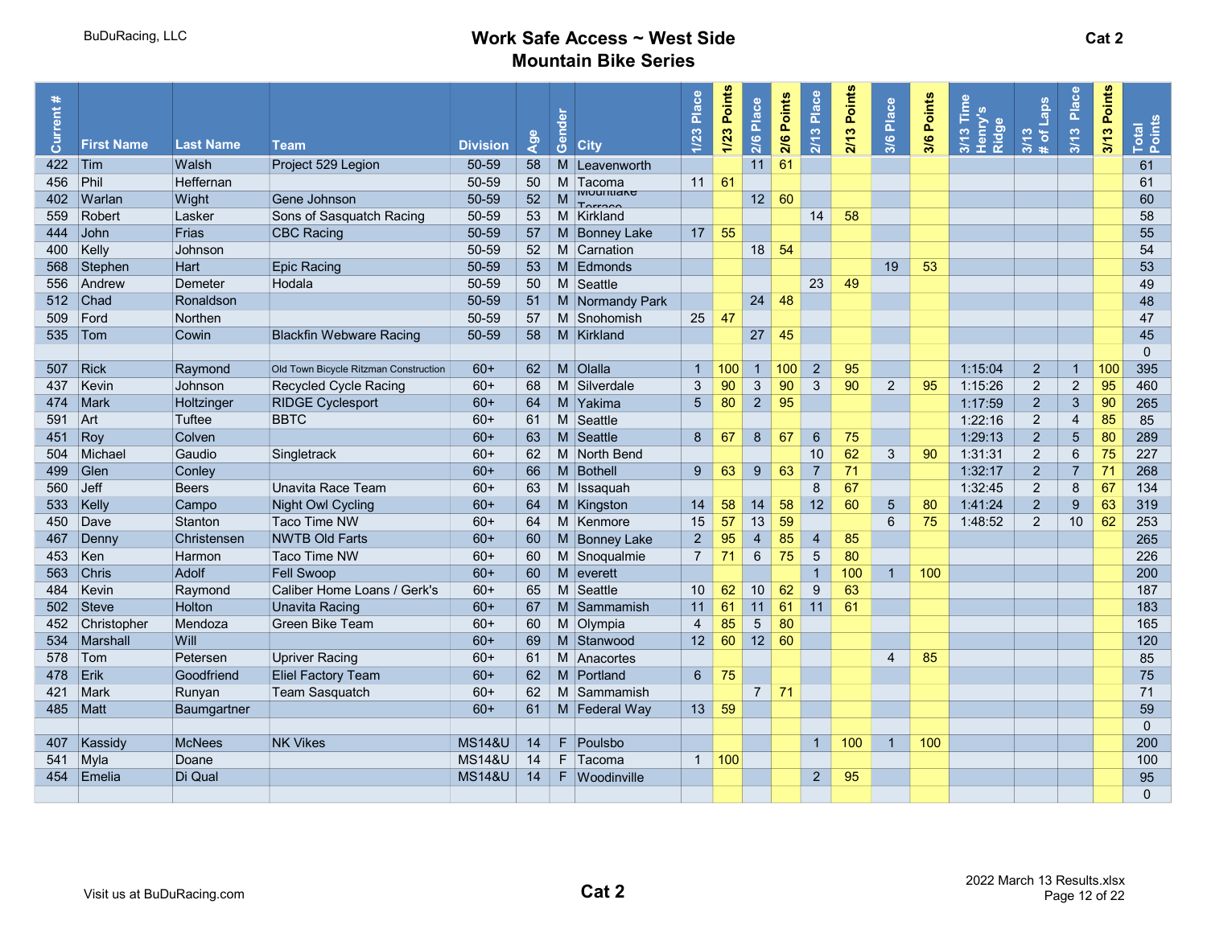BuDuRacing, LLC

# Work Safe Access ~ West Side Mountain Bike Series

Cat 2

| Current # | First Name | Last Name | Team | Division | Age | Gender | City | 1/23 Place | 1/23 Points | 2/6 Place | 2/6 Points | 2/13 Place | 2/13 Points | 3/6 Place | 3/6 Points | 3/13 Time Henry's Ridge | 3/13 # of Laps | 3/13 Place | 3/13 Points | Total Points |
|---|---|---|---|---|---|---|---|---|---|---|---|---|---|---|---|---|---|---|---|---|
| 422 | Tim | Walsh | Project 529 Legion | 50-59 | 58 | M | Leavenworth | | | 11 | 61 | | | | | | | | | 61 |
| 456 | Phil | Heffernan | | 50-59 | 50 | M | Tacoma | 11 | 61 | | | | | | | | | | | 61 |
| 402 | Warlan | Wight | Gene Johnson | 50-59 | 52 | M | Mountlake Terrace | | | 12 | 60 | | | | | | | | | 60 |
| 559 | Robert | Lasker | Sons of Sasquatch Racing | 50-59 | 53 | M | Kirkland | | | | | 14 | 58 | | | | | | | 58 |
| 444 | John | Frias | CBC Racing | 50-59 | 57 | M | Bonney Lake | 17 | 55 | | | | | | | | | | | 55 |
| 400 | Kelly | Johnson | | 50-59 | 52 | M | Carnation | | | 18 | 54 | | | | | | | | | 54 |
| 568 | Stephen | Hart | Epic Racing | 50-59 | 53 | M | Edmonds | | | | | | | 19 | 53 | | | | | 53 |
| 556 | Andrew | Demeter | Hodala | 50-59 | 50 | M | Seattle | | | | | 23 | 49 | | | | | | | 49 |
| 512 | Chad | Ronaldson | | 50-59 | 51 | M | Normandy Park | | | 24 | 48 | | | | | | | | | 48 |
| 509 | Ford | Northen | | 50-59 | 57 | M | Snohomish | 25 | 47 | | | | | | | | | | | 47 |
| 535 | Tom | Cowin | Blackfin Webware Racing | 50-59 | 58 | M | Kirkland | | | 27 | 45 | | | | | | | | | 45 |
| | | | | | | | | | | | | | | | | | | | | 0 |
| 507 | Rick | Raymond | Old Town Bicycle Ritzman Construction | 60+ | 62 | M | Olalla | 1 | 100 | 1 | 100 | 2 | 95 | | | 1:15:04 | 2 | 1 | 100 | 395 |
| 437 | Kevin | Johnson | Recycled Cycle Racing | 60+ | 68 | M | Silverdale | 3 | 90 | 3 | 90 | 3 | 90 | 2 | 95 | 1:15:26 | 2 | 2 | 95 | 460 |
| 474 | Mark | Holtzinger | RIDGE Cyclesport | 60+ | 64 | M | Yakima | 5 | 80 | 2 | 95 | | | | | 1:17:59 | 2 | 3 | 90 | 265 |
| 591 | Art | Tuftee | BBTC | 60+ | 61 | M | Seattle | | | | | | | | | 1:22:16 | 2 | 4 | 85 | 85 |
| 451 | Roy | Colven | | 60+ | 63 | M | Seattle | 8 | 67 | 8 | 67 | 6 | 75 | | | 1:29:13 | 2 | 5 | 80 | 289 |
| 504 | Michael | Gaudio | Singletrack | 60+ | 62 | M | North Bend | | | | | 10 | 62 | 3 | 90 | 1:31:31 | 2 | 6 | 75 | 227 |
| 499 | Glen | Conley | | 60+ | 66 | M | Bothell | 9 | 63 | 9 | 63 | 7 | 71 | | | 1:32:17 | 2 | 7 | 71 | 268 |
| 560 | Jeff | Beers | Unavita Race Team | 60+ | 63 | M | Issaquah | | | | | 8 | 67 | | | 1:32:45 | 2 | 8 | 67 | 134 |
| 533 | Kelly | Campo | Night Owl Cycling | 60+ | 64 | M | Kingston | 14 | 58 | 14 | 58 | 12 | 60 | 5 | 80 | 1:41:24 | 2 | 9 | 63 | 319 |
| 450 | Dave | Stanton | Taco Time NW | 60+ | 64 | M | Kenmore | 15 | 57 | 13 | 59 | | | 6 | 75 | 1:48:52 | 2 | 10 | 62 | 253 |
| 467 | Denny | Christensen | NWTB Old Farts | 60+ | 60 | M | Bonney Lake | 2 | 95 | 4 | 85 | 4 | 85 | | | | | | | 265 |
| 453 | Ken | Harmon | Taco Time NW | 60+ | 60 | M | Snoqualmie | 7 | 71 | 6 | 75 | 5 | 80 | | | | | | | 226 |
| 563 | Chris | Adolf | Fell Swoop | 60+ | 60 | M | everett | | | | | 1 | 100 | 1 | 100 | | | | | 200 |
| 484 | Kevin | Raymond | Caliber Home Loans / Gerk's | 60+ | 65 | M | Seattle | 10 | 62 | 10 | 62 | 9 | 63 | | | | | | | 187 |
| 502 | Steve | Holton | Unavita Racing | 60+ | 67 | M | Sammamish | 11 | 61 | 11 | 61 | 11 | 61 | | | | | | | 183 |
| 452 | Christopher | Mendoza | Green Bike Team | 60+ | 60 | M | Olympia | 4 | 85 | 5 | 80 | | | | | | | | | 165 |
| 534 | Marshall | Will | | 60+ | 69 | M | Stanwood | 12 | 60 | 12 | 60 | | | | | | | | | 120 |
| 578 | Tom | Petersen | Upriver Racing | 60+ | 61 | M | Anacortes | | | | | | | 4 | 85 | | | | | 85 |
| 478 | Erik | Goodfriend | Eliel Factory Team | 60+ | 62 | M | Portland | 6 | 75 | | | | | | | | | | | 75 |
| 421 | Mark | Runyan | Team Sasquatch | 60+ | 62 | M | Sammamish | | | 7 | 71 | | | | | | | | | 71 |
| 485 | Matt | Baumgartner | | 60+ | 61 | M | Federal Way | 13 | 59 | | | | | | | | | | | 59 |
| | | | | | | | | | | | | | | | | | | | | 0 |
| 407 | Kassidy | McNees | NK Vikes | MS14&U | 14 | F | Poulsbo | | | | | 1 | 100 | 1 | 100 | | | | | 200 |
| 541 | Myla | Doane | | MS14&U | 14 | F | Tacoma | 1 | 100 | | | | | | | | | | | 100 |
| 454 | Emelia | Di Qual | | MS14&U | 14 | F | Woodinville | | | | | 2 | 95 | | | | | | | 95 |
| | | | | | | | | | | | | | | | | | | | | 0 |

Visit us at BuDuRacing.com

Cat 2

2022 March 13 Results.xlsx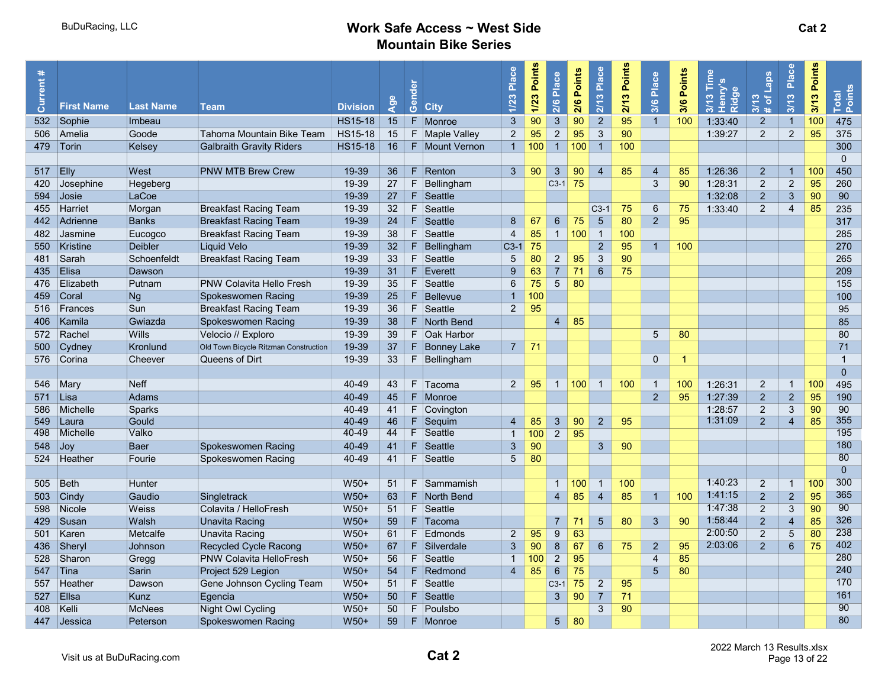BuDuRacing, LLC

# Work Safe Access ~ West Side Mountain Bike Series

Cat 2

| Current # | First Name | Last Name | Team | Division | Age | Gender | City | 1/23 Place | 1/23 Points | 2/6 Place | 2/6 Points | 2/13 Place | 2/13 Points | 3/6 Place | 3/6 Points | 3/13 Time Henry's Ridge | 3/13 # of Laps | 3/13 Place | 3/13 Points | Total Points |
|---|---|---|---|---|---|---|---|---|---|---|---|---|---|---|---|---|---|---|---|---|
| 532 | Sophie | Imbeau | | HS15-18 | 15 | F | Monroe | 3 | 90 | 3 | 90 | 2 | 95 | 1 | 100 | 1:33:40 | 2 | 1 | 100 | 475 |
| 506 | Amelia | Goode | Tahoma Mountain Bike Team | HS15-18 | 15 | F | Maple Valley | 2 | 95 | 2 | 95 | 3 | 90 | | | 1:39:27 | 2 | 2 | 95 | 375 |
| 479 | Torin | Kelsey | Galbraith Gravity Riders | HS15-18 | 16 | F | Mount Vernon | 1 | 100 | 1 | 100 | 1 | 100 | | | | | | | 300 |
| | | | | | | | | | | | | | | | | | | | | 0 |
| 517 | Elly | West | PNW MTB Brew Crew | 19-39 | 36 | F | Renton | 3 | 90 | 3 | 90 | 4 | 85 | 4 | 85 | 1:26:36 | 2 | 1 | 100 | 450 |
| 420 | Josephine | Hegeberg | | 19-39 | 27 | F | Bellingham | | | C3-1 | 75 | | | 3 | 90 | 1:28:31 | 2 | 2 | 95 | 260 |
| 594 | Josie | LaCoe | | 19-39 | 27 | F | Seattle | | | | | | | | | 1:32:08 | 2 | 3 | 90 | 90 |
| 455 | Harriet | Morgan | Breakfast Racing Team | 19-39 | 32 | F | Seattle | | | | | C3-1 | 75 | 6 | 75 | 1:33:40 | 2 | 4 | 85 | 235 |
| 442 | Adrienne | Banks | Breakfast Racing Team | 19-39 | 24 | F | Seattle | 8 | 67 | 6 | 75 | 5 | 80 | 2 | 95 | | | | | 317 |
| 482 | Jasmine | Eucogco | Breakfast Racing Team | 19-39 | 38 | F | Seattle | 4 | 85 | 1 | 100 | 1 | 100 | | | | | | | 285 |
| 550 | Kristine | Deibler | Liquid Velo | 19-39 | 32 | F | Bellingham | C3-1 | 75 | | | 2 | 95 | 1 | 100 | | | | | 270 |
| 481 | Sarah | Schoenfeldt | Breakfast Racing Team | 19-39 | 33 | F | Seattle | 5 | 80 | 2 | 95 | 3 | 90 | | | | | | | 265 |
| 435 | Elisa | Dawson | | 19-39 | 31 | F | Everett | 9 | 63 | 7 | 71 | 6 | 75 | | | | | | | 209 |
| 476 | Elizabeth | Putnam | PNW Colavita Hello Fresh | 19-39 | 35 | F | Seattle | 6 | 75 | 5 | 80 | | | | | | | | | 155 |
| 459 | Coral | Ng | Spokeswomen Racing | 19-39 | 25 | F | Bellevue | 1 | 100 | | | | | | | | | | | 100 |
| 516 | Frances | Sun | Breakfast Racing Team | 19-39 | 36 | F | Seattle | 2 | 95 | | | | | | | | | | | 95 |
| 406 | Kamila | Gwiazda | Spokeswomen Racing | 19-39 | 38 | F | North Bend | | | 4 | 85 | | | | | | | | | 85 |
| 572 | Rachel | Wills | Velocio // Exploro | 19-39 | 39 | F | Oak Harbor | | | | | | | 5 | 80 | | | | | 80 |
| 500 | Cydney | Kronlund | Old Town Bicycle Ritzman Construction | 19-39 | 37 | F | Bonney Lake | 7 | 71 | | | | | | | | | | | 71 |
| 576 | Corina | Cheever | Queens of Dirt | 19-39 | 33 | F | Bellingham | | | | | | | 0 | 1 | | | | | 1 |
| | | | | | | | | | | | | | | | | | | | | 0 |
| 546 | Mary | Neff | | 40-49 | 43 | F | Tacoma | 2 | 95 | 1 | 100 | 1 | 100 | 1 | 100 | 1:26:31 | 2 | 1 | 100 | 495 |
| 571 | Lisa | Adams | | 40-49 | 45 | F | Monroe | | | | | | | 2 | 95 | 1:27:39 | 2 | 2 | 95 | 190 |
| 586 | Michelle | Sparks | | 40-49 | 41 | F | Covington | | | | | | | | | 1:28:57 | 2 | 3 | 90 | 90 |
| 549 | Laura | Gould | | 40-49 | 46 | F | Sequim | 4 | 85 | 3 | 90 | 2 | 95 | | | 1:31:09 | 2 | 4 | 85 | 355 |
| 498 | Michelle | Valko | | 40-49 | 44 | F | Seattle | 1 | 100 | 2 | 95 | | | | | | | | | 195 |
| 548 | Joy | Baer | Spokeswomen Racing | 40-49 | 41 | F | Seattle | 3 | 90 | | | 3 | 90 | | | | | | | 180 |
| 524 | Heather | Fourie | Spokeswomen Racing | 40-49 | 41 | F | Seattle | 5 | 80 | | | | | | | | | | | 80 |
| | | | | | | | | | | | | | | | | | | | | 0 |
| 505 | Beth | Hunter | | W50+ | 51 | F | Sammamish | | | 1 | 100 | 1 | 100 | | | 1:40:23 | 2 | 1 | 100 | 300 |
| 503 | Cindy | Gaudio | Singletrack | W50+ | 63 | F | North Bend | | | 4 | 85 | 4 | 85 | 1 | 100 | 1:41:15 | 2 | 2 | 95 | 365 |
| 598 | Nicole | Weiss | Colavita / HelloFresh | W50+ | 51 | F | Seattle | | | | | | | | | 1:47:38 | 2 | 3 | 90 | 90 |
| 429 | Susan | Walsh | Unavita Racing | W50+ | 59 | F | Tacoma | | | 7 | 71 | 5 | 80 | 3 | 90 | 1:58:44 | 2 | 4 | 85 | 326 |
| 501 | Karen | Metcalfe | Unavita Racing | W50+ | 61 | F | Edmonds | 2 | 95 | 9 | 63 | | | | | 2:00:50 | 2 | 5 | 80 | 238 |
| 436 | Sheryl | Johnson | Recycled Cycle Racong | W50+ | 67 | F | Silverdale | 3 | 90 | 8 | 67 | 6 | 75 | 2 | 95 | 2:03:06 | 2 | 6 | 75 | 402 |
| 528 | Sharon | Gregg | PNW Colavita HelloFresh | W50+ | 56 | F | Seattle | 1 | 100 | 2 | 95 | | | 4 | 85 | | | | | 280 |
| 547 | Tina | Sarin | Project 529 Legion | W50+ | 54 | F | Redmond | 4 | 85 | 6 | 75 | | | 5 | 80 | | | | | 240 |
| 557 | Heather | Dawson | Gene Johnson Cycling Team | W50+ | 51 | F | Seattle | | | C3-1 | 75 | 2 | 95 | | | | | | | 170 |
| 527 | Ellsa | Kunz | Egencia | W50+ | 50 | F | Seattle | | | 3 | 90 | 7 | 71 | | | | | | | 161 |
| 408 | Kelli | McNees | Night Owl Cycling | W50+ | 50 | F | Poulsbo | | | | | 3 | 90 | | | | | | | 90 |
| 447 | Jessica | Peterson | Spokeswomen Racing | W50+ | 59 | F | Monroe | | | 5 | 80 | | | | | | | | | 80 |

Visit us at BuDuRacing.com

Cat 2

2022 March 13 Results.xlsx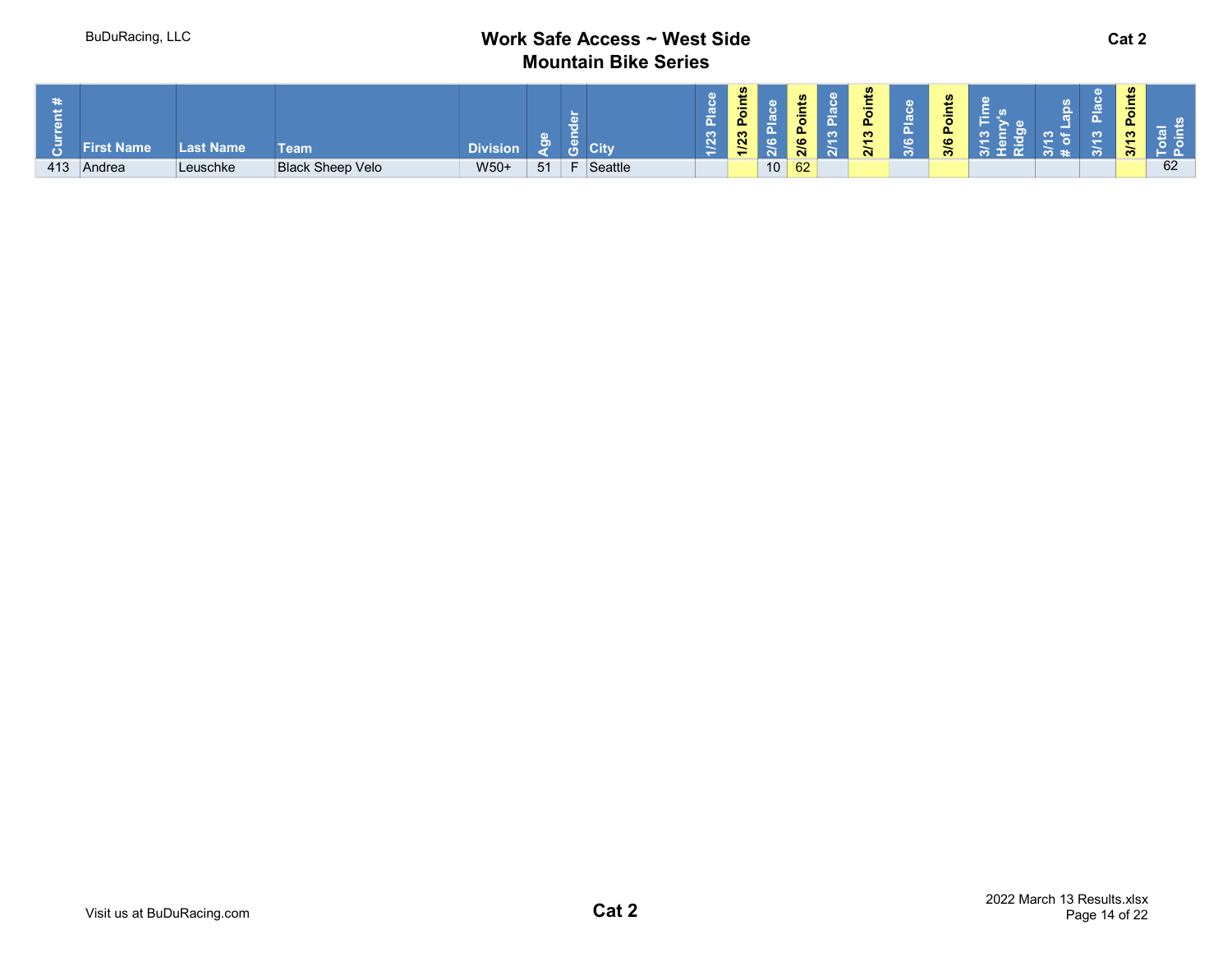# Work Safe Access ~ West Side Mountain Bike Series

## Cat 2

| Current # | First Name | Last Name | Team | Division | Age | Gender | City | 1/23 Place | 1/23 Points | 2/6 Place | 2/6 Points | 2/13 Place | 2/13 Points | 3/6 Place | 3/6 Points | 3/13 Time Henry's Ridge | 3/13 # of Laps | 3/13 Place | 3/13 Points | Total Points |
|---|---|---|---|---|---|---|---|---|---|---|---|---|---|---|---|---|---|---|---|---|
| 413 | Andrea | Leuschke | Black Sheep Velo | W50+ | 51 | F | Seattle | | | 10 | 62 | | | | | | | | | 62 |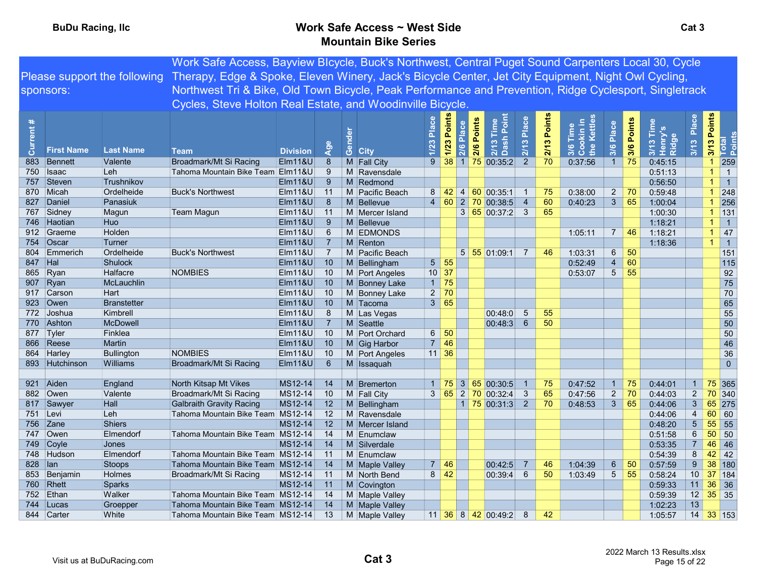BuDu Racing, llc

# Work Safe Access ~ West Side Mountain Bike Series

Cat 3

Please support the following sponsors: Work Safe Access, Bayview BIcycle, Buck's Northwest, Central Puget Sound Carpenters Local 30, Cycle Therapy, Edge & Spoke, Eleven Winery, Jack's Bicycle Center, Jet City Equipment, Night Owl Cycling, Northwest Tri & Bike, Old Town Bicycle, Peak Performance and Prevention, Ridge Cyclesport, Singletrack Cycles, Steve Holton Real Estate, and Woodinville Bicycle.

| Current # | First Name | Last Name | Team | Division | Age | Gender | City | 1/23 Place | 1/23 Points | 2/6 Place | 2/6 Points | 2/13 Time Dash Point | 2/13 Place | 2/13 Points | 3/6 Time Cookin in the Kettles | 3/6 Place | 3/6 Points | 3/13 Time Henry's Ridge | 3/13 Place | 3/13 Points | Total Points |
|---|---|---|---|---|---|---|---|---|---|---|---|---|---|---|---|---|---|---|---|---|---|
| 883 | Bennett | Valente | Broadmark/Mt Si Racing | Elm11&U | 8 | M | Fall City | 9 | 38 | 1 | 75 | 00:35:2 | 2 | 70 | 0:37:56 | 1 | 75 | 0:45:15 | | 1 | 259 |
| 750 | Isaac | Leh | Tahoma Mountain Bike Team | Elm11&U | 9 | M | Ravensdale | | | | | | | | | | | 0:51:13 | | 1 | 1 |
| 757 | Steven | Trushnikov | | Elm11&U | 9 | M | Redmond | | | | | | | | | | | 0:56:50 | | 1 | 1 |
| 870 | Micah | Ordelheide | Buck's Northwest | Elm11&U | 11 | M | Pacific Beach | 8 | 42 | 4 | 60 | 00:35:1 | 1 | 75 | 0:38:00 | 2 | 70 | 0:59:48 | | 1 | 248 |
| 827 | Daniel | Panasiuk | | Elm11&U | 8 | M | Bellevue | 4 | 60 | 2 | 70 | 00:38:5 | 4 | 60 | 0:40:23 | 3 | 65 | 1:00:04 | | 1 | 256 |
| 767 | Sidney | Magun | Team Magun | Elm11&U | 11 | M | Mercer Island | | | 3 | 65 | 00:37:2 | 3 | 65 | | | | 1:00:30 | | 1 | 131 |
| 746 | Haotian | Huo | | Elm11&U | 9 | M | Bellevue | | | | | | | | | | | 1:18:21 | | 1 | 1 |
| 912 | Graeme | Holden | | Elm11&U | 6 | M | EDMONDS | | | | | | | | 1:05:11 | 7 | 46 | 1:18:21 | | 1 | 47 |
| 754 | Oscar | Turner | | Elm11&U | 7 | M | Renton | | | | | | | | | | | 1:18:36 | | 1 | 1 |
| 804 | Emmerich | Ordelheide | Buck's Northwest | Elm11&U | 7 | M | Pacific Beach | | | 5 | 55 | 01:09:1 | 7 | 46 | 1:03:31 | 6 | 50 | | | | 151 |
| 847 | Hal | Shulock | | Elm11&U | 10 | M | Bellingham | 5 | 55 | | | | | | 0:52:49 | 4 | 60 | | | | 115 |
| 865 | Ryan | Halfacre | NOMBIES | Elm11&U | 10 | M | Port Angeles | 10 | 37 | | | | | | 0:53:07 | 5 | 55 | | | | 92 |
| 907 | Ryan | McLauchlin | | Elm11&U | 10 | M | Bonney Lake | 1 | 75 | | | | | | | | | | | | 75 |
| 917 | Carson | Hart | | Elm11&U | 10 | M | Bonney Lake | 2 | 70 | | | | | | | | | | | | 70 |
| 923 | Owen | Branstetter | | Elm11&U | 10 | M | Tacoma | 3 | 65 | | | | | | | | | | | | 65 |
| 772 | Joshua | Kimbrell | | Elm11&U | 8 | M | Las Vegas | | | | | 00:48:0 | 5 | 55 | | | | | | | 55 |
| 770 | Ashton | McDowell | | Elm11&U | 7 | M | Seattle | | | | | 00:48:3 | 6 | 50 | | | | | | | 50 |
| 877 | Tyler | Finklea | | Elm11&U | 10 | M | Port Orchard | 6 | 50 | | | | | | | | | | | | 50 |
| 866 | Reese | Martin | | Elm11&U | 10 | M | Gig Harbor | 7 | 46 | | | | | | | | | | | | 46 |
| 864 | Harley | Bullington | NOMBIES | Elm11&U | 10 | M | Port Angeles | 11 | 36 | | | | | | | | | | | | 36 |
| 893 | Hutchinson | Williams | Broadmark/Mt Si Racing | Elm11&U | 6 | M | Issaquah | | | | | | | | | | | | | | 0 |
| | | | | | | | | | | | | | | | | | | | | | |
| 921 | Aiden | England | North Kitsap Mt Vikes | MS12-14 | 14 | M | Bremerton | 1 | 75 | 3 | 65 | 00:30:5 | 1 | 75 | 0:47:52 | 1 | 75 | 0:44:01 | 1 | 75 | 365 |
| 882 | Owen | Valente | Broadmark/Mt Si Racing | MS12-14 | 10 | M | Fall City | 3 | 65 | 2 | 70 | 00:32:4 | 3 | 65 | 0:47:56 | 2 | 70 | 0:44:03 | 2 | 70 | 340 |
| 817 | Sawyer | Hall | Galbraith Gravity Racing | MS12-14 | 12 | M | Bellingham | | | 1 | 75 | 00:31:3 | 2 | 70 | 0:48:53 | 3 | 65 | 0:44:06 | 3 | 65 | 275 |
| 751 | Levi | Leh | Tahoma Mountain Bike Team | MS12-14 | 12 | M | Ravensdale | | | | | | | | | | | 0:44:06 | 4 | 60 | 60 |
| 756 | Zane | Shiers | | MS12-14 | 12 | M | Mercer Island | | | | | | | | | | | 0:48:20 | 5 | 55 | 55 |
| 747 | Owen | Elmendorf | Tahoma Mountain Bike Team | MS12-14 | 14 | M | Enumclaw | | | | | | | | | | | 0:51:58 | 6 | 50 | 50 |
| 749 | Coyle | Jones | | MS12-14 | 14 | M | Silverdale | | | | | | | | | | | 0:53:35 | 7 | 46 | 46 |
| 748 | Hudson | Elmendorf | Tahoma Mountain Bike Team | MS12-14 | 11 | M | Enumclaw | | | | | | | | | | | 0:54:39 | 8 | 42 | 42 |
| 828 | Ian | Stoops | Tahoma Mountain Bike Team | MS12-14 | 14 | M | Maple Valley | 7 | 46 | | | 00:42:5 | 7 | 46 | 1:04:39 | 6 | 50 | 0:57:59 | 9 | 38 | 180 |
| 853 | Benjamin | Holmes | Broadmark/Mt Si Racing | MS12-14 | 11 | M | North Bend | 8 | 42 | | | 00:39:4 | 6 | 50 | 1:03:49 | 5 | 55 | 0:58:24 | 10 | 37 | 184 |
| 760 | Rhett | Sparks | | MS12-14 | 11 | M | Covington | | | | | | | | | | | 0:59:33 | 11 | 36 | 36 |
| 752 | Ethan | Walker | Tahoma Mountain Bike Team | MS12-14 | 14 | M | Maple Valley | | | | | | | | | | | 0:59:39 | 12 | 35 | 35 |
| 744 | Lucas | Groepper | Tahoma Mountain Bike Team | MS12-14 | 14 | M | Maple Valley | | | | | | | | | | | 1:02:23 | 13 | | |
| 844 | Carter | White | Tahoma Mountain Bike Team | MS12-14 | 13 | M | Maple Valley | 11 | 36 | 8 | 42 | 00:49:2 | 8 | 42 | | | | 1:05:57 | 14 | 33 | 153 |

Visit us at BuDuRacing.com

Cat 3

2022 March 13 Results.xlsx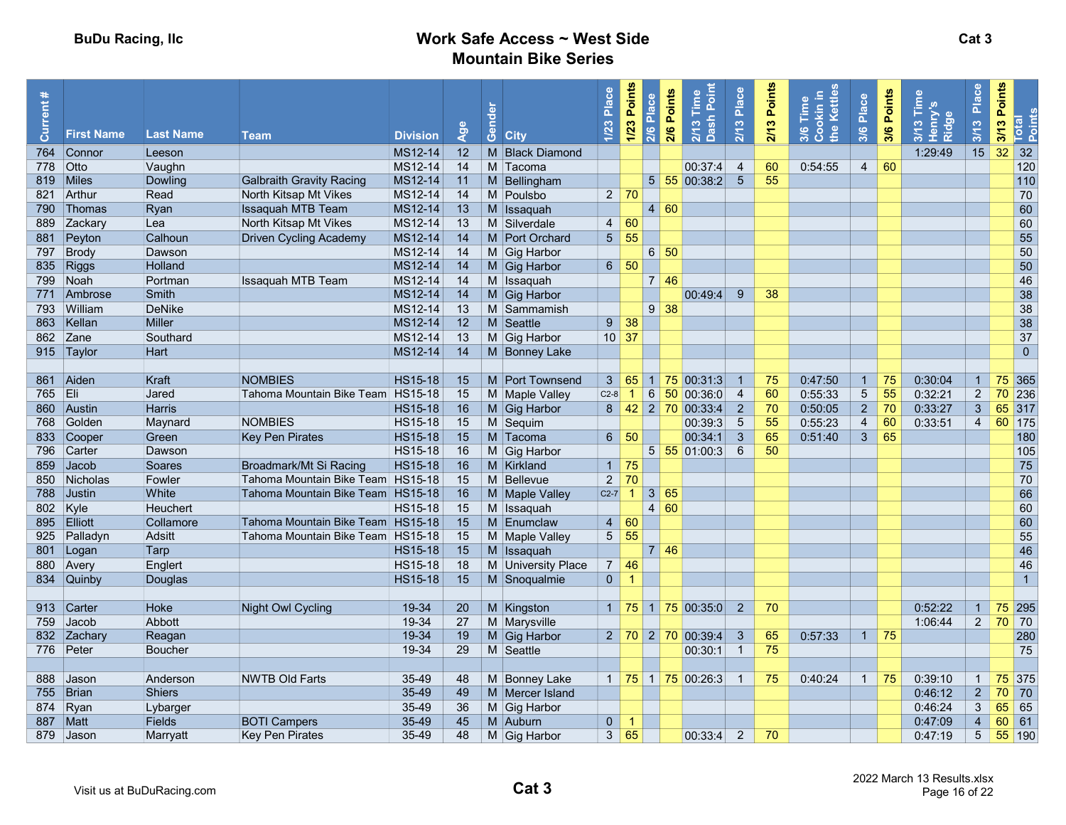**BuDu Racing, llc**

# Work Safe Access ~ West Side Mountain Bike Series

**Cat 3**

| Current # | First Name | Last Name | Team | Division | Age | Gender | City | 1/23 Place | 1/23 Points | 2/6 Place | 2/6 Points | 2/13 Time Dash Point | 2/13 Place | 2/13 Points | 3/6 Time Cookin in the Kettles | 3/6 Place | 3/6 Points | 3/13 Time Henry's Ridge | 3/13 Place | 3/13 Points | Total Points |
|---|---|---|---|---|---|---|---|---|---|---|---|---|---|---|---|---|---|---|---|---|---|
| 764 | Connor | Leeson | | MS12-14 | 12 | M | Black Diamond | | | | | | | | | | | 1:29:49 | 15 | 32 | 32 |
| 778 | Otto | Vaughn | | MS12-14 | 14 | M | Tacoma | | | | | 00:37:4 | 4 | 60 | 0:54:55 | 4 | 60 | | | | 120 |
| 819 | Miles | Dowling | Galbraith Gravity Racing | MS12-14 | 11 | M | Bellingham | | | 5 | 55 | 00:38:2 | 5 | 55 | | | | | | | 110 |
| 821 | Arthur | Read | North Kitsap Mt Vikes | MS12-14 | 14 | M | Poulsbo | 2 | 70 | | | | | | | | | | | | 70 |
| 790 | Thomas | Ryan | Issaquah MTB Team | MS12-14 | 13 | M | Issaquah | | | 4 | 60 | | | | | | | | | | 60 |
| 889 | Zackary | Lea | North Kitsap Mt Vikes | MS12-14 | 13 | M | Silverdale | 4 | 60 | | | | | | | | | | | | 60 |
| 881 | Peyton | Calhoun | Driven Cycling Academy | MS12-14 | 14 | M | Port Orchard | 5 | 55 | | | | | | | | | | | | 55 |
| 797 | Brody | Dawson | | MS12-14 | 14 | M | Gig Harbor | | | 6 | 50 | | | | | | | | | | 50 |
| 835 | Riggs | Holland | | MS12-14 | 14 | M | Gig Harbor | 6 | 50 | | | | | | | | | | | | 50 |
| 799 | Noah | Portman | Issaquah MTB Team | MS12-14 | 14 | M | Issaquah | | | 7 | 46 | | | | | | | | | | 46 |
| 771 | Ambrose | Smith | | MS12-14 | 14 | M | Gig Harbor | | | | | 00:49:4 | 9 | 38 | | | | | | | 38 |
| 793 | William | DeNike | | MS12-14 | 13 | M | Sammamish | | | 9 | 38 | | | | | | | | | | 38 |
| 863 | Kellan | Miller | | MS12-14 | 12 | M | Seattle | 9 | 38 | | | | | | | | | | | | 38 |
| 862 | Zane | Southard | | MS12-14 | 13 | M | Gig Harbor | 10 | 37 | | | | | | | | | | | | 37 |
| 915 | Taylor | Hart | | MS12-14 | 14 | M | Bonney Lake | | | | | | | | | | | | | | 0 |
| | | | | | | | | | | | | | | | | | | | | | |
| 861 | Aiden | Kraft | NOMBIES | HS15-18 | 15 | M | Port Townsend | 3 | 65 | 1 | 75 | 00:31:3 | 1 | 75 | 0:47:50 | 1 | 75 | 0:30:04 | 1 | 75 | 365 |
| 765 | Eli | Jared | Tahoma Mountain Bike Team | HS15-18 | 15 | M | Maple Valley | C2-8 | 1 | 6 | 50 | 00:36:0 | 4 | 60 | 0:55:33 | 5 | 55 | 0:32:21 | 2 | 70 | 236 |
| 860 | Austin | Harris | | HS15-18 | 16 | M | Gig Harbor | 8 | 42 | 2 | 70 | 00:33:4 | 2 | 70 | 0:50:05 | 2 | 70 | 0:33:27 | 3 | 65 | 317 |
| 768 | Golden | Maynard | NOMBIES | HS15-18 | 15 | M | Sequim | | | | | 00:39:3 | 5 | 55 | 0:55:23 | 4 | 60 | 0:33:51 | 4 | 60 | 175 |
| 833 | Cooper | Green | Key Pen Pirates | HS15-18 | 15 | M | Tacoma | 6 | 50 | | | 00:34:1 | 3 | 65 | 0:51:40 | 3 | 65 | | | | 180 |
| 796 | Carter | Dawson | | HS15-18 | 16 | M | Gig Harbor | | | 5 | 55 | 01:00:3 | 6 | 50 | | | | | | | 105 |
| 859 | Jacob | Soares | Broadmark/Mt Si Racing | HS15-18 | 16 | M | Kirkland | 1 | 75 | | | | | | | | | | | | 75 |
| 850 | Nicholas | Fowler | Tahoma Mountain Bike Team | HS15-18 | 15 | M | Bellevue | 2 | 70 | | | | | | | | | | | | 70 |
| 788 | Justin | White | Tahoma Mountain Bike Team | HS15-18 | 16 | M | Maple Valley | C2-7 | 1 | 3 | 65 | | | | | | | | | | 66 |
| 802 | Kyle | Heuchert | | HS15-18 | 15 | M | Issaquah | | | 4 | 60 | | | | | | | | | | 60 |
| 895 | Elliott | Collamore | Tahoma Mountain Bike Team | HS15-18 | 15 | M | Enumclaw | 4 | 60 | | | | | | | | | | | | 60 |
| 925 | Palladyn | Adsitt | Tahoma Mountain Bike Team | HS15-18 | 15 | M | Maple Valley | 5 | 55 | | | | | | | | | | | | 55 |
| 801 | Logan | Tarp | | HS15-18 | 15 | M | Issaquah | | | 7 | 46 | | | | | | | | | | 46 |
| 880 | Avery | Englert | | HS15-18 | 18 | M | University Place | 7 | 46 | | | | | | | | | | | | 46 |
| 834 | Quinby | Douglas | | HS15-18 | 15 | M | Snoqualmie | 0 | 1 | | | | | | | | | | | | 1 |
| | | | | | | | | | | | | | | | | | | | | | |
| 913 | Carter | Hoke | Night Owl Cycling | 19-34 | 20 | M | Kingston | 1 | 75 | 1 | 75 | 00:35:0 | 2 | 70 | | | | 0:52:22 | 1 | 75 | 295 |
| 759 | Jacob | Abbott | | 19-34 | 27 | M | Marysville | | | | | | | | | | | 1:06:44 | 2 | 70 | 70 |
| 832 | Zachary | Reagan | | 19-34 | 19 | M | Gig Harbor | 2 | 70 | 2 | 70 | 00:39:4 | 3 | 65 | 0:57:33 | 1 | 75 | | | | 280 |
| 776 | Peter | Boucher | | 19-34 | 29 | M | Seattle | | | | | 00:30:1 | 1 | 75 | | | | | | | 75 |
| | | | | | | | | | | | | | | | | | | | | | |
| 888 | Jason | Anderson | NWTB Old Farts | 35-49 | 48 | M | Bonney Lake | 1 | 75 | 1 | 75 | 00:26:3 | 1 | 75 | 0:40:24 | 1 | 75 | 0:39:10 | 1 | 75 | 375 |
| 755 | Brian | Shiers | | 35-49 | 49 | M | Mercer Island | | | | | | | | | | | 0:46:12 | 2 | 70 | 70 |
| 874 | Ryan | Lybarger | | 35-49 | 36 | M | Gig Harbor | | | | | | | | | | | 0:46:24 | 3 | 65 | 65 |
| 887 | Matt | Fields | BOTI Campers | 35-49 | 45 | M | Auburn | 0 | 1 | | | | | | | | | 0:47:09 | 4 | 60 | 61 |
| 879 | Jason | Marryatt | Key Pen Pirates | 35-49 | 48 | M | Gig Harbor | 3 | 65 | | | 00:33:4 | 2 | 70 | | | | 0:47:19 | 5 | 55 | 190 |

Visit us at BuDuRacing.com

**Cat 3**

2022 March 13 Results.xlsx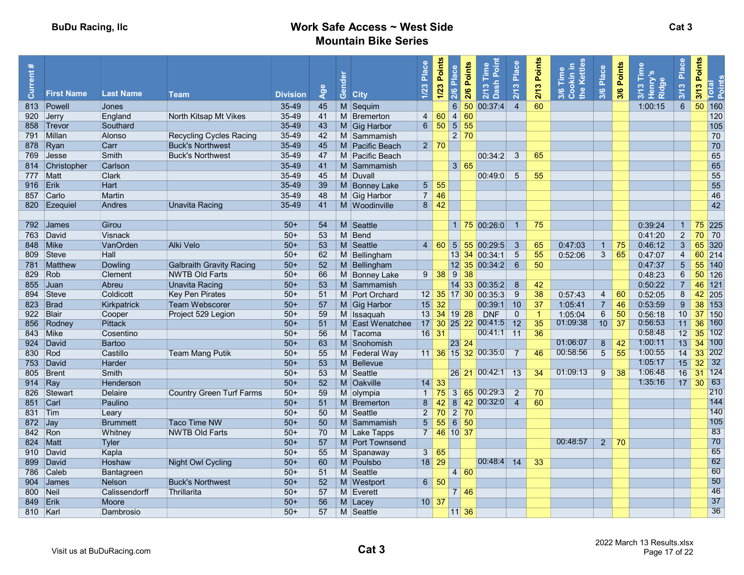# Work Safe Access ~ West Side Mountain Bike Series

BuDu Racing, llc

Cat 3

| Current # | First Name | Last Name | Team | Division | Age | Gender | City | 1/23 Place | 1/23 Points | 2/6 Place | 2/6 Points | 2/13 Time Dash Point | 2/13 Place | 2/13 Points | 3/6 Time Cookin in the Kettles | 3/6 Place | 3/6 Points | 3/13 Time Henry's Ridge | 3/13 Place | 3/13 Points | Total Points |
|---|---|---|---|---|---|---|---|---|---|---|---|---|---|---|---|---|---|---|---|---|---|
| 813 | Powell | Jones | | 35-49 | 45 | M | Sequim | | | 6 | 50 | 00:37:4 | 4 | 60 | | | | 1:00:15 | 6 | 50 | 160 |
| 920 | Jerry | England | North Kitsap Mt Vikes | 35-49 | 41 | M | Bremerton | 4 | 60 | 4 | 60 | | | | | | | | | | 120 |
| 858 | Trevor | Southard | | 35-49 | 43 | M | Gig Harbor | 6 | 50 | 5 | 55 | | | | | | | | | | 105 |
| 791 | Millan | Alonso | Recycling Cycles Racing | 35-49 | 42 | M | Sammamish | | | 2 | 70 | | | | | | | | | | 70 |
| 878 | Ryan | Carr | Buck's Northwest | 35-49 | 45 | M | Pacific Beach | 2 | 70 | | | | | | | | | | | | 70 |
| 769 | Jesse | Smith | Buck's Northwest | 35-49 | 47 | M | Pacific Beach | | | | | 00:34:2 | 3 | 65 | | | | | | | 65 |
| 814 | Christopher | Carlson | | 35-49 | 41 | M | Sammamish | | | 3 | 65 | | | | | | | | | | 65 |
| 777 | Matt | Clark | | 35-49 | 45 | M | Duvall | | | | | 00:49:0 | 5 | 55 | | | | | | | 55 |
| 916 | Erik | Hart | | 35-49 | 39 | M | Bonney Lake | 5 | 55 | | | | | | | | | | | | 55 |
| 857 | Carlo | Martin | | 35-49 | 48 | M | Gig Harbor | 7 | 46 | | | | | | | | | | | | 46 |
| 820 | Ezequiel | Andres | Unavita Racing | 35-49 | 41 | M | Woodinville | 8 | 42 | | | | | | | | | | | | 42 |
| | | | | | | | | | | | | | | | | | | | | | |
| 792 | James | Girou | | 50+ | 54 | M | Seattle | | | 1 | 75 | 00:26:0 | 1 | 75 | | | | 0:39:24 | 1 | 75 | 225 |
| 763 | David | Visnack | | 50+ | 53 | M | Bend | | | | | | | | | | | 0:41:20 | 2 | 70 | 70 |
| 848 | Mike | VanOrden | Alki Velo | 50+ | 53 | M | Seattle | 4 | 60 | 5 | 55 | 00:29:5 | 3 | 65 | 0:47:03 | 1 | 75 | 0:46:12 | 3 | 65 | 320 |
| 809 | Steve | Hall | | 50+ | 62 | M | Bellingham | | | 13 | 34 | 00:34:1 | 5 | 55 | 0:52:06 | 3 | 65 | 0:47:07 | 4 | 60 | 214 |
| 781 | Matthew | Dowling | Galbraith Gravity Racing | 50+ | 52 | M | Bellingham | | | 12 | 35 | 00:34:2 | 6 | 50 | | | | 0:47:37 | 5 | 55 | 140 |
| 829 | Rob | Clement | NWTB Old Farts | 50+ | 66 | M | Bonney Lake | 9 | 38 | 9 | 38 | | | | | | | 0:48:23 | 6 | 50 | 126 |
| 855 | Juan | Abreu | Unavita Racing | 50+ | 53 | M | Sammamish | | | 14 | 33 | 00:35:2 | 8 | 42 | | | | 0:50:22 | 7 | 46 | 121 |
| 894 | Steve | Coldicott | Key Pen Pirates | 50+ | 51 | M | Port Orchard | 12 | 35 | 17 | 30 | 00:35:3 | 9 | 38 | 0:57:43 | 4 | 60 | 0:52:05 | 8 | 42 | 205 |
| 823 | Brad | Kirkpatrick | Team Webscorer | 50+ | 57 | M | Gig Harbor | 15 | 32 | | | 00:39:1 | 10 | 37 | 1:05:41 | 7 | 46 | 0:53:59 | 9 | 38 | 153 |
| 922 | Blair | Cooper | Project 529 Legion | 50+ | 59 | M | Issaquah | 13 | 34 | 19 | 28 | DNF | 0 | 1 | 1:05:04 | 6 | 50 | 0:56:18 | 10 | 37 | 150 |
| 856 | Rodney | Pittack | | 50+ | 51 | M | East Wenatchee | 17 | 30 | 25 | 22 | 00:41:5 | 12 | 35 | 01:09:38 | 10 | 37 | 0:56:53 | 11 | 36 | 160 |
| 843 | Mike | Cosentino | | 50+ | 56 | M | Tacoma | 16 | 31 | | | 00:41:1 | 11 | 36 | | | | 0:58:48 | 12 | 35 | 102 |
| 924 | David | Bartoo | | 50+ | 63 | M | Snohomish | | | 23 | 24 | | | | 01:06:07 | 8 | 42 | 1:00:11 | 13 | 34 | 100 |
| 830 | Rod | Castillo | Team Mang Putik | 50+ | 55 | M | Federal Way | 11 | 36 | 15 | 32 | 00:35:0 | 7 | 46 | 00:58:56 | 5 | 55 | 1:00:55 | 14 | 33 | 202 |
| 753 | David | Harder | | 50+ | 53 | M | Bellevue | | | | | | | | | | | 1:05:17 | 15 | 32 | 32 |
| 805 | Brent | Smith | | 50+ | 53 | M | Seattle | | | 26 | 21 | 00:42:1 | 13 | 34 | 01:09:13 | 9 | 38 | 1:06:48 | 16 | 31 | 124 |
| 914 | Ray | Henderson | | 50+ | 52 | M | Oakville | 14 | 33 | | | | | | | | | 1:35:16 | 17 | 30 | 63 |
| 826 | Stewart | Delaire | Country Green Turf Farms | 50+ | 59 | M | olympia | 1 | 75 | 3 | 65 | 00:29:3 | 2 | 70 | | | | | | | 210 |
| 851 | Carl | Paulino | | 50+ | 51 | M | Bremerton | 8 | 42 | 8 | 42 | 00:32:0 | 4 | 60 | | | | | | | 144 |
| 831 | Tim | Leary | | 50+ | 50 | M | Seattle | 2 | 70 | 2 | 70 | | | | | | | | | | 140 |
| 872 | Jay | Brummett | Taco Time NW | 50+ | 50 | M | Sammamish | 5 | 55 | 6 | 50 | | | | | | | | | | 105 |
| 842 | Ron | Whitney | NWTB Old Farts | 50+ | 70 | M | Lake Tapps | 7 | 46 | 10 | 37 | | | | | | | | | | 83 |
| 824 | Matt | Tyler | | 50+ | 57 | M | Port Townsend | | | | | | | | 00:48:57 | 2 | 70 | | | | 70 |
| 910 | David | Kapla | | 50+ | 55 | M | Spanaway | 3 | 65 | | | | | | | | | | | | 65 |
| 899 | David | Hoshaw | Night Owl Cycling | 50+ | 60 | M | Poulsbo | 18 | 29 | | | 00:48:4 | 14 | 33 | | | | | | | 62 |
| 786 | Caleb | Bantagreen | | 50+ | 51 | M | Seattle | | | 4 | 60 | | | | | | | | | | 60 |
| 904 | James | Nelson | Buck's Northwest | 50+ | 52 | M | Westport | 6 | 50 | | | | | | | | | | | | 50 |
| 800 | Neil | Calissendorff | Thrillarita | 50+ | 57 | M | Everett | | | 7 | 46 | | | | | | | | | | 46 |
| 849 | Erik | Moore | | 50+ | 56 | M | Lacey | 10 | 37 | | | | | | | | | | | | 37 |
| 810 | Karl | Dambrosio | | 50+ | 57 | M | Seattle | | | 11 | 36 | | | | | | | | | | 36 |

Visit us at BuDuRacing.com

Cat 3

2022 March 13 Results.xlsx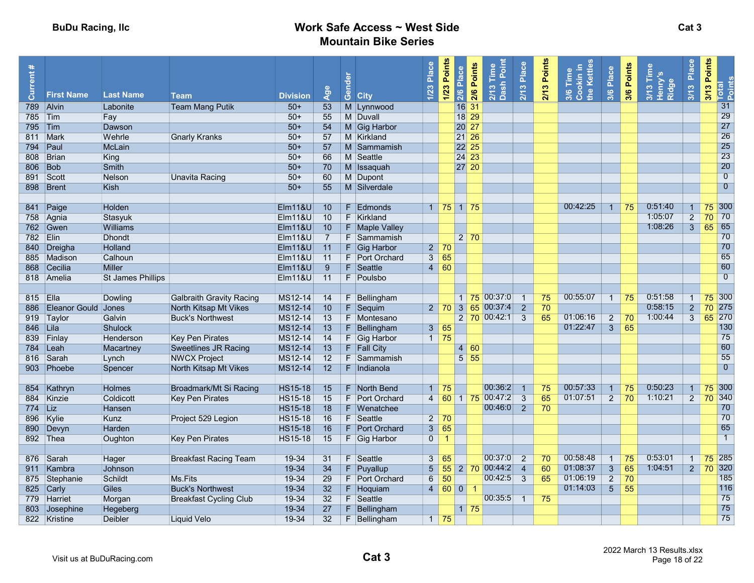BuDu Racing, llc

# Work Safe Access ~ West Side Mountain Bike Series

Cat 3

| Current # | First Name | Last Name | Team | Division | Age | Gender | City | 1/23 Place | 1/23 Points | 2/6 Place | 2/6 Points | 2/13 Time Dash Point | 2/13 Place | 2/13 Points | 3/6 Time Cookin in the Kettles | 3/6 Place | 3/6 Points | 3/13 Time Henry's Ridge | 3/13 Place | 3/13 Points | Total Points |
|---|---|---|---|---|---|---|---|---|---|---|---|---|---|---|---|---|---|---|---|---|---|
| 789 | Alvin | Labonite | Team Mang Putik | 50+ | 53 | M | Lynnwood | | | 16 | 31 | | | | | | | | | | 31 |
| 785 | Tim | Fay | | 50+ | 55 | M | Duvall | | | 18 | 29 | | | | | | | | | | 29 |
| 795 | Tim | Dawson | | 50+ | 54 | M | Gig Harbor | | | 20 | 27 | | | | | | | | | | 27 |
| 811 | Mark | Wehrle | Gnarly Kranks | 50+ | 57 | M | Kirkland | | | 21 | 26 | | | | | | | | | | 26 |
| 794 | Paul | McLain | | 50+ | 57 | M | Sammamish | | | 22 | 25 | | | | | | | | | | 25 |
| 808 | Brian | King | | 50+ | 66 | M | Seattle | | | 24 | 23 | | | | | | | | | | 23 |
| 806 | Bob | Smith | | 50+ | 70 | M | Issaquah | | | 27 | 20 | | | | | | | | | | 20 |
| 891 | Scott | Nelson | Unavita Racing | 50+ | 60 | M | Dupont | | | | | | | | | | | | | | 0 |
| 898 | Brent | Kish | | 50+ | 55 | M | Silverdale | | | | | | | | | | | | | | 0 |
| | | | | | | | | | | | | | | | | | | | | | |
| 841 | Paige | Holden | | Elm11&U | 10 | F | Edmonds | 1 | 75 | 1 | 75 | | | | 00:42:25 | 1 | 75 | 0:51:40 | 1 | 75 | 300 |
| 758 | Agnia | Stasyuk | | Elm11&U | 10 | F | Kirkland | | | | | | | | | | | 1:05:07 | 2 | 70 | 70 |
| 762 | Gwen | Williams | | Elm11&U | 10 | F | Maple Valley | | | | | | | | | | | 1:08:26 | 3 | 65 | 65 |
| 782 | Elin | Dhondt | | Elm11&U | 7 | F | Sammamish | | | 2 | 70 | | | | | | | | | | 70 |
| 840 | Dreigha | Holland | | Elm11&U | 11 | F | Gig Harbor | 2 | 70 | | | | | | | | | | | | 70 |
| 885 | Madison | Calhoun | | Elm11&U | 11 | F | Port Orchard | 3 | 65 | | | | | | | | | | | | 65 |
| 868 | Cecilia | Miller | | Elm11&U | 9 | F | Seattle | 4 | 60 | | | | | | | | | | | | 60 |
| 818 | Amelia | St James Phillips | | Elm11&U | 11 | F | Poulsbo | | | | | | | | | | | | | | 0 |
| | | | | | | | | | | | | | | | | | | | | | |
| 815 | Ella | Dowling | Galbraith Gravity Racing | MS12-14 | 14 | F | Bellingham | | | 1 | 75 | 00:37:0 | 1 | 75 | 00:55:07 | 1 | 75 | 0:51:58 | 1 | 75 | 300 |
| 886 | Eleanor Gould | Jones | North Kitsap Mt Vikes | MS12-14 | 10 | F | Sequim | 2 | 70 | 3 | 65 | 00:37:4 | 2 | 70 | | | | 0:58:15 | 2 | 70 | 275 |
| 919 | Taylor | Galvin | Buck's Northwest | MS12-14 | 13 | F | Montesano | | | 2 | 70 | 00:42:1 | 3 | 65 | 01:06:16 | 2 | 70 | 1:00:44 | 3 | 65 | 270 |
| 846 | Lila | Shulock | | MS12-14 | 13 | F | Bellingham | 3 | 65 | | | | | | 01:22:47 | 3 | 65 | | | | 130 |
| 839 | Finlay | Henderson | Key Pen Pirates | MS12-14 | 14 | F | Gig Harbor | 1 | 75 | | | | | | | | | | | | 75 |
| 784 | Leah | Macartney | Sweetlines JR Racing | MS12-14 | 13 | F | Fall City | | | 4 | 60 | | | | | | | | | | 60 |
| 816 | Sarah | Lynch | NWCX Project | MS12-14 | 12 | F | Sammamish | | | 5 | 55 | | | | | | | | | | 55 |
| 903 | Phoebe | Spencer | North Kitsap Mt Vikes | MS12-14 | 12 | F | Indianola | | | | | | | | | | | | | | 0 |
| | | | | | | | | | | | | | | | | | | | | | |
| 854 | Kathryn | Holmes | Broadmark/Mt Si Racing | HS15-18 | 15 | F | North Bend | 1 | 75 | | | 00:36:2 | 1 | 75 | 00:57:33 | 1 | 75 | 0:50:23 | 1 | 75 | 300 |
| 884 | Kinzie | Coldicott | Key Pen Pirates | HS15-18 | 15 | F | Port Orchard | 4 | 60 | 1 | 75 | 00:47:2 | 3 | 65 | 01:07:51 | 2 | 70 | 1:10:21 | 2 | 70 | 340 |
| 774 | Liz | Hansen | | HS15-18 | 18 | F | Wenatchee | | | | | 00:46:0 | 2 | 70 | | | | | | | 70 |
| 896 | Kylie | Kunz | Project 529 Legion | HS15-18 | 16 | F | Seattle | 2 | 70 | | | | | | | | | | | | 70 |
| 890 | Devyn | Harden | | HS15-18 | 16 | F | Port Orchard | 3 | 65 | | | | | | | | | | | | 65 |
| 892 | Thea | Oughton | Key Pen Pirates | HS15-18 | 15 | F | Gig Harbor | 0 | 1 | | | | | | | | | | | | 1 |
| | | | | | | | | | | | | | | | | | | | | | |
| 876 | Sarah | Hager | Breakfast Racing Team | 19-34 | 31 | F | Seattle | 3 | 65 | | | 00:37:0 | 2 | 70 | 00:58:48 | 1 | 75 | 0:53:01 | 1 | 75 | 285 |
| 911 | Kambra | Johnson | | 19-34 | 34 | F | Puyallup | 5 | 55 | 2 | 70 | 00:44:2 | 4 | 60 | 01:08:37 | 3 | 65 | 1:04:51 | 2 | 70 | 320 |
| 875 | Stephanie | Schildt | Ms.Fits | 19-34 | 29 | F | Port Orchard | 6 | 50 | | | 00:42:5 | 3 | 65 | 01:06:19 | 2 | 70 | | | | 185 |
| 825 | Carly | Giles | Buck's Northwest | 19-34 | 32 | F | Hoquiam | 4 | 60 | 0 | 1 | | | | 01:14:03 | 5 | 55 | | | | 116 |
| 779 | Harriet | Morgan | Breakfast Cycling Club | 19-34 | 32 | F | Seattle | | | | | 00:35:5 | 1 | 75 | | | | | | | 75 |
| 803 | Josephine | Hegeberg | | 19-34 | 27 | F | Bellingham | | | 1 | 75 | | | | | | | | | | 75 |
| 822 | Kristine | Deibler | Liquid Velo | 19-34 | 32 | F | Bellingham | 1 | 75 | | | | | | | | | | | | 75 |

Visit us at BuDuRacing.com

Cat 3

2022 March 13 Results.xlsx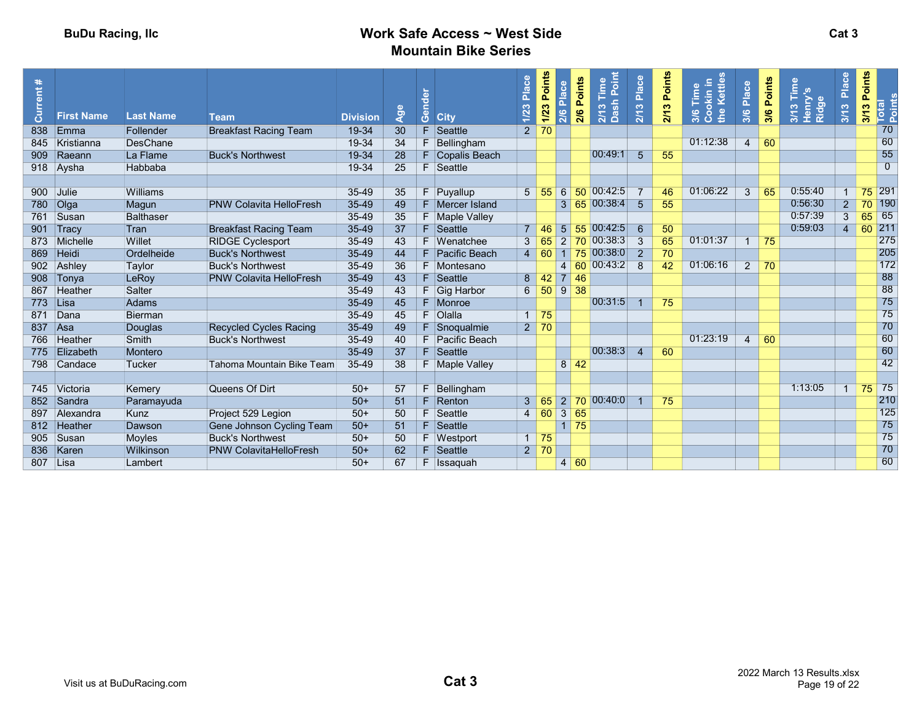BuDu Racing, llc

# Work Safe Access ~ West Side Mountain Bike Series

Cat 3

| Current # | First Name | Last Name | Team | Division | Age | Gender | City | 1/23 Place | 1/23 Points | 2/6 Place | 2/6 Points | 2/13 Time Dash Point | 2/13 Place | 2/13 Points | 3/6 Time Cookin in the Kettles | 3/6 Place | 3/6 Points | 3/13 Time Henry's Ridge | 3/13 Place | 3/13 Points | Total Points |
|---|---|---|---|---|---|---|---|---|---|---|---|---|---|---|---|---|---|---|---|---|---|
| 838 | Emma | Follender | Breakfast Racing Team | 19-34 | 30 | F | Seattle | 2 | 70 | | | | | | | | | | | | 70 |
| 845 | Kristianna | DesChane | | 19-34 | 34 | F | Bellingham | | | | | | | | 01:12:38 | 4 | 60 | | | | 60 |
| 909 | Raeann | La Flame | Buck's Northwest | 19-34 | 28 | F | Copalis Beach | | | | | 00:49:1 | 5 | 55 | | | | | | | 55 |
| 918 | Aysha | Habbaba | | 19-34 | 25 | F | Seattle | | | | | | | | | | | | | | 0 |
| | | | | | | | | | | | | | | | | | | | | | |
| 900 | Julie | Williams | | 35-49 | 35 | F | Puyallup | 5 | 55 | 6 | 50 | 00:42:5 | 7 | 46 | 01:06:22 | 3 | 65 | 0:55:40 | 1 | 75 | 291 |
| 780 | Olga | Magun | PNW Colavita HelloFresh | 35-49 | 49 | F | Mercer Island | | | 3 | 65 | 00:38:4 | 5 | 55 | | | | 0:56:30 | 2 | 70 | 190 |
| 761 | Susan | Balthaser | | 35-49 | 35 | F | Maple Valley | | | | | | | | | | | 0:57:39 | 3 | 65 | 65 |
| 901 | Tracy | Tran | Breakfast Racing Team | 35-49 | 37 | F | Seattle | 7 | 46 | 5 | 55 | 00:42:5 | 6 | 50 | | | | 0:59:03 | 4 | 60 | 211 |
| 873 | Michelle | Willet | RIDGE Cyclesport | 35-49 | 43 | F | Wenatchee | 3 | 65 | 2 | 70 | 00:38:3 | 3 | 65 | 01:01:37 | 1 | 75 | | | | 275 |
| 869 | Heidi | Ordelheide | Buck's Northwest | 35-49 | 44 | F | Pacific Beach | 4 | 60 | 1 | 75 | 00:38:0 | 2 | 70 | | | | | | | 205 |
| 902 | Ashley | Taylor | Buck's Northwest | 35-49 | 36 | F | Montesano | | | 4 | 60 | 00:43:2 | 8 | 42 | 01:06:16 | 2 | 70 | | | | 172 |
| 908 | Tonya | LeRoy | PNW Colavita HelloFresh | 35-49 | 43 | F | Seattle | 8 | 42 | 7 | 46 | | | | | | | | | | 88 |
| 867 | Heather | Salter | | 35-49 | 43 | F | Gig Harbor | 6 | 50 | 9 | 38 | | | | | | | | | | 88 |
| 773 | Lisa | Adams | | 35-49 | 45 | F | Monroe | | | | | 00:31:5 | 1 | 75 | | | | | | | 75 |
| 871 | Dana | Bierman | | 35-49 | 45 | F | Olalla | 1 | 75 | | | | | | | | | | | | 75 |
| 837 | Asa | Douglas | Recycled Cycles Racing | 35-49 | 49 | F | Snoqualmie | 2 | 70 | | | | | | | | | | | | 70 |
| 766 | Heather | Smith | Buck's Northwest | 35-49 | 40 | F | Pacific Beach | | | | | | | | 01:23:19 | 4 | 60 | | | | 60 |
| 775 | Elizabeth | Montero | | 35-49 | 37 | F | Seattle | | | | | 00:38:3 | 4 | 60 | | | | | | | 60 |
| 798 | Candace | Tucker | Tahoma Mountain Bike Team | 35-49 | 38 | F | Maple Valley | | | 8 | 42 | | | | | | | | | | 42 |
| | | | | | | | | | | | | | | | | | | | | | |
| 745 | Victoria | Kemery | Queens Of Dirt | 50+ | 57 | F | Bellingham | | | | | | | | | | | 1:13:05 | 1 | 75 | 75 |
| 852 | Sandra | Paramayuda | | 50+ | 51 | F | Renton | 3 | 65 | 2 | 70 | 00:40:0 | 1 | 75 | | | | | | | 210 |
| 897 | Alexandra | Kunz | Project 529 Legion | 50+ | 50 | F | Seattle | 4 | 60 | 3 | 65 | | | | | | | | | | 125 |
| 812 | Heather | Dawson | Gene Johnson Cycling Team | 50+ | 51 | F | Seattle | | | 1 | 75 | | | | | | | | | | 75 |
| 905 | Susan | Moyles | Buck's Northwest | 50+ | 50 | F | Westport | 1 | 75 | | | | | | | | | | | | 75 |
| 836 | Karen | Wilkinson | PNW ColavitaHelloFresh | 50+ | 62 | F | Seattle | 2 | 70 | | | | | | | | | | | | 70 |
| 807 | Lisa | Lambert | | 50+ | 67 | F | Issaquah | | | 4 | 60 | | | | | | | | | | 60 |

Visit us at BuDuRacing.com

**Cat 3**

2022 March 13 Results.xlsx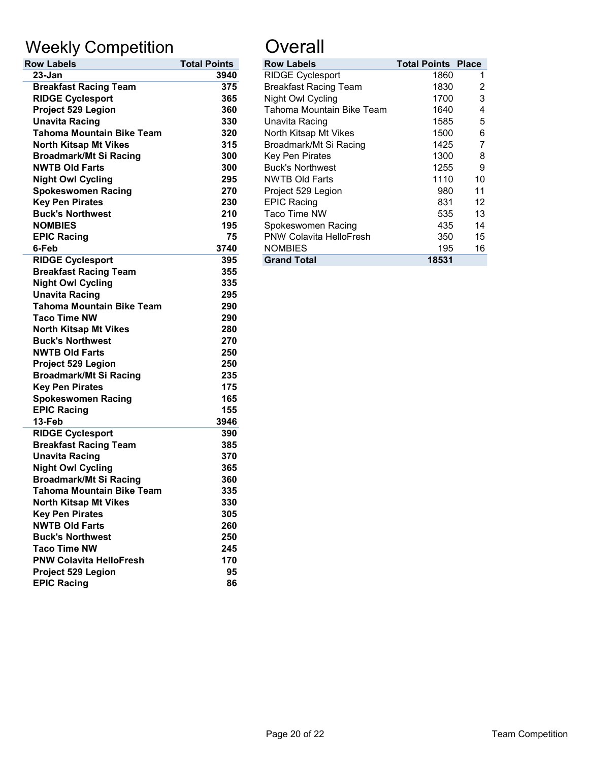# Weekly Competition

| Row Labels | Total Points |
|---|---|
| **23-Jan** | **3940** |
| **Breakfast Racing Team** | **375** |
| **RIDGE Cyclesport** | **365** |
| **Project 529 Legion** | **360** |
| **Unavita Racing** | **330** |
| **Tahoma Mountain Bike Team** | **320** |
| **North Kitsap Mt Vikes** | **315** |
| **Broadmark/Mt Si Racing** | **300** |
| **NWTB Old Farts** | **300** |
| **Night Owl Cycling** | **295** |
| **Spokeswomen Racing** | **270** |
| **Key Pen Pirates** | **230** |
| **Buck's Northwest** | **210** |
| **NOMBIES** | **195** |
| **EPIC Racing** | **75** |
| **6-Feb** | **3740** |
| **RIDGE Cyclesport** | **395** |
| **Breakfast Racing Team** | **355** |
| **Night Owl Cycling** | **335** |
| **Unavita Racing** | **295** |
| **Tahoma Mountain Bike Team** | **290** |
| **Taco Time NW** | **290** |
| **North Kitsap Mt Vikes** | **280** |
| **Buck's Northwest** | **270** |
| **NWTB Old Farts** | **250** |
| **Project 529 Legion** | **250** |
| **Broadmark/Mt Si Racing** | **235** |
| **Key Pen Pirates** | **175** |
| **Spokeswomen Racing** | **165** |
| **EPIC Racing** | **155** |
| **13-Feb** | **3946** |
| **RIDGE Cyclesport** | **390** |
| **Breakfast Racing Team** | **385** |
| **Unavita Racing** | **370** |
| **Night Owl Cycling** | **365** |
| **Broadmark/Mt Si Racing** | **360** |
| **Tahoma Mountain Bike Team** | **335** |
| **North Kitsap Mt Vikes** | **330** |
| **Key Pen Pirates** | **305** |
| **NWTB Old Farts** | **260** |
| **Buck's Northwest** | **250** |
| **Taco Time NW** | **245** |
| **PNW Colavita HelloFresh** | **170** |
| **Project 529 Legion** | **95** |
| **EPIC Racing** | **86** |

# Overall

| Row Labels | Total Points | Place |
|---|---|---|
| RIDGE Cyclesport | 1860 | 1 |
| Breakfast Racing Team | 1830 | 2 |
| Night Owl Cycling | 1700 | 3 |
| Tahoma Mountain Bike Team | 1640 | 4 |
| Unavita Racing | 1585 | 5 |
| North Kitsap Mt Vikes | 1500 | 6 |
| Broadmark/Mt Si Racing | 1425 | 7 |
| Key Pen Pirates | 1300 | 8 |
| Buck's Northwest | 1255 | 9 |
| NWTB Old Farts | 1110 | 10 |
| Project 529 Legion | 980 | 11 |
| EPIC Racing | 831 | 12 |
| Taco Time NW | 535 | 13 |
| Spokeswomen Racing | 435 | 14 |
| PNW Colavita HelloFresh | 350 | 15 |
| NOMBIES | 195 | 16 |
| **Grand Total** | **18531** | |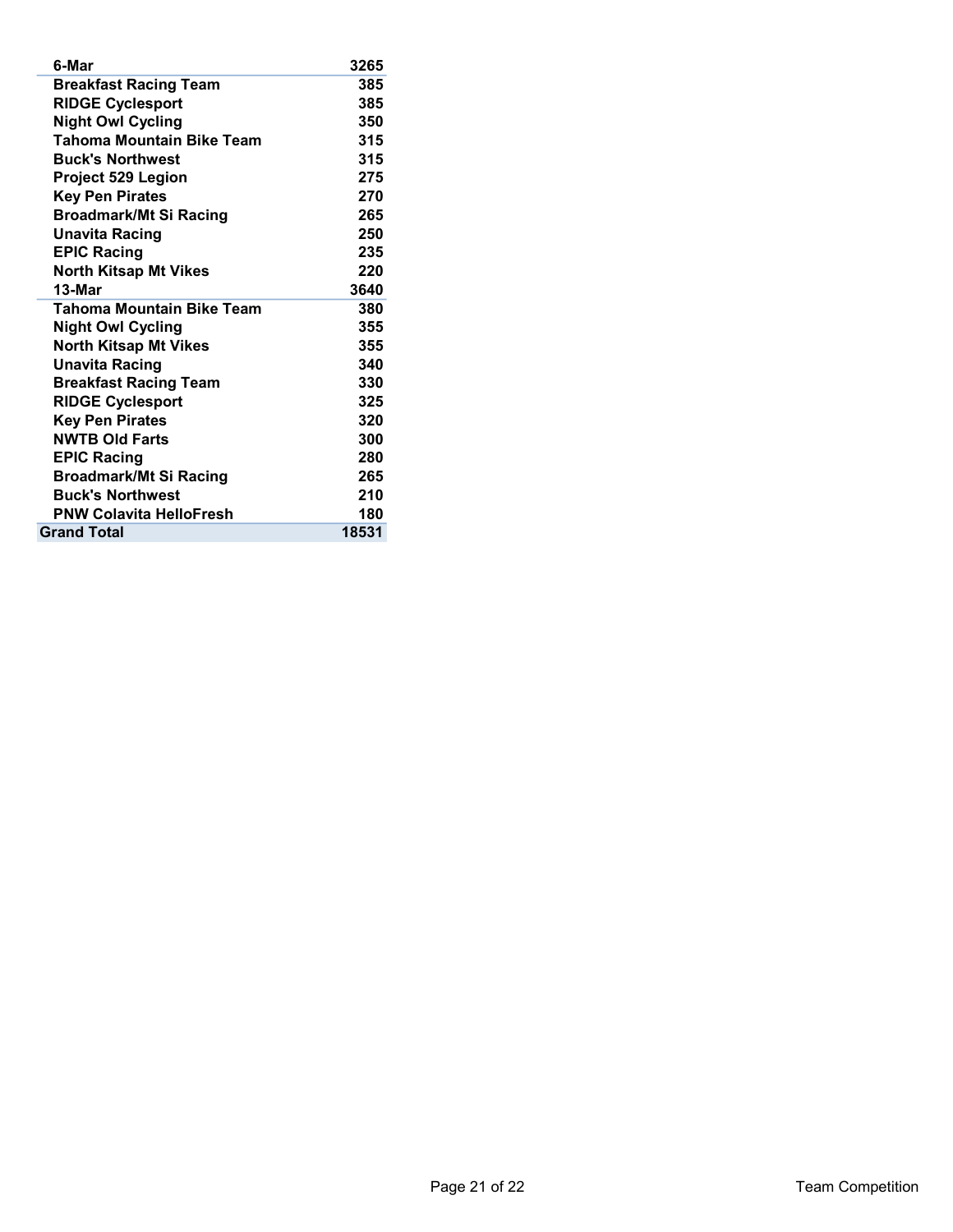| | |
|---|---|
| **6-Mar** | **3265** |
| Breakfast Racing Team | 385 |
| RIDGE Cyclesport | 385 |
| Night Owl Cycling | 350 |
| Tahoma Mountain Bike Team | 315 |
| Buck's Northwest | 315 |
| Project 529 Legion | 275 |
| Key Pen Pirates | 270 |
| Broadmark/Mt Si Racing | 265 |
| Unavita Racing | 250 |
| EPIC Racing | 235 |
| North Kitsap Mt Vikes | 220 |
| **13-Mar** | **3640** |
| Tahoma Mountain Bike Team | 380 |
| Night Owl Cycling | 355 |
| North Kitsap Mt Vikes | 355 |
| Unavita Racing | 340 |
| Breakfast Racing Team | 330 |
| RIDGE Cyclesport | 325 |
| Key Pen Pirates | 320 |
| NWTB Old Farts | 300 |
| EPIC Racing | 280 |
| Broadmark/Mt Si Racing | 265 |
| Buck's Northwest | 210 |
| PNW Colavita HelloFresh | 180 |
| **Grand Total** | **18531** |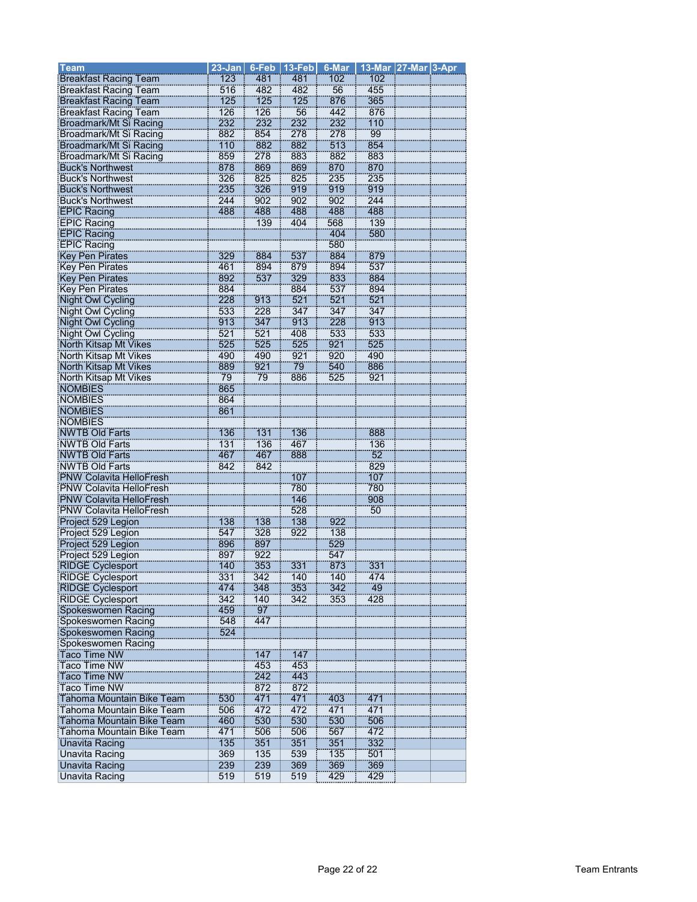| Team | 23-Jan | 6-Feb | 13-Feb | 6-Mar | 13-Mar | 27-Mar | 3-Apr |
|---|---|---|---|---|---|---|---|
| Breakfast Racing Team | 123 | 481 | 481 | 102 | 102 | | |
| Breakfast Racing Team | 516 | 482 | 482 | 56 | 455 | | |
| Breakfast Racing Team | 125 | 125 | 125 | 876 | 365 | | |
| Breakfast Racing Team | 126 | 126 | 56 | 442 | 876 | | |
| Broadmark/Mt Si Racing | 232 | 232 | 232 | 232 | 110 | | |
| Broadmark/Mt Si Racing | 882 | 854 | 278 | 278 | 99 | | |
| Broadmark/Mt Si Racing | 110 | 882 | 882 | 513 | 854 | | |
| Broadmark/Mt Si Racing | 859 | 278 | 883 | 882 | 883 | | |
| Buck's Northwest | 878 | 869 | 869 | 870 | 870 | | |
| Buck's Northwest | 326 | 825 | 825 | 235 | 235 | | |
| Buck's Northwest | 235 | 326 | 919 | 919 | 919 | | |
| Buck's Northwest | 244 | 902 | 902 | 902 | 244 | | |
| EPIC Racing | 488 | 488 | 488 | 488 | 488 | | |
| EPIC Racing | | 139 | 404 | 568 | 139 | | |
| EPIC Racing | | | | 404 | 580 | | |
| EPIC Racing | | | | 580 | | | |
| Key Pen Pirates | 329 | 884 | 537 | 884 | 879 | | |
| Key Pen Pirates | 461 | 894 | 879 | 894 | 537 | | |
| Key Pen Pirates | 892 | 537 | 329 | 833 | 884 | | |
| Key Pen Pirates | 884 | | 884 | 537 | 894 | | |
| Night Owl Cycling | 228 | 913 | 521 | 521 | 521 | | |
| Night Owl Cycling | 533 | 228 | 347 | 347 | 347 | | |
| Night Owl Cycling | 913 | 347 | 913 | 228 | 913 | | |
| Night Owl Cycling | 521 | 521 | 408 | 533 | 533 | | |
| North Kitsap Mt Vikes | 525 | 525 | 525 | 921 | 525 | | |
| North Kitsap Mt Vikes | 490 | 490 | 921 | 920 | 490 | | |
| North Kitsap Mt Vikes | 889 | 921 | 79 | 540 | 886 | | |
| North Kitsap Mt Vikes | 79 | 79 | 886 | 525 | 921 | | |
| NOMBIES | 865 | | | | | | |
| NOMBIES | 864 | | | | | | |
| NOMBIES | 861 | | | | | | |
| NOMBIES | | | | | | | |
| NWTB Old Farts | 136 | 131 | 136 | | 888 | | |
| NWTB Old Farts | 131 | 136 | 467 | | 136 | | |
| NWTB Old Farts | 467 | 467 | 888 | | 52 | | |
| NWTB Old Farts | 842 | 842 | | | 829 | | |
| PNW Colavita HelloFresh | | | 107 | | 107 | | |
| PNW Colavita HelloFresh | | | 780 | | 780 | | |
| PNW Colavita HelloFresh | | | 146 | | 908 | | |
| PNW Colavita HelloFresh | | | 528 | | 50 | | |
| Project 529 Legion | 138 | 138 | 138 | 922 | | | |
| Project 529 Legion | 547 | 328 | 922 | 138 | | | |
| Project 529 Legion | 896 | 897 | | 529 | | | |
| Project 529 Legion | 897 | 922 | | 547 | | | |
| RIDGE Cyclesport | 140 | 353 | 331 | 873 | 331 | | |
| RIDGE Cyclesport | 331 | 342 | 140 | 140 | 474 | | |
| RIDGE Cyclesport | 474 | 348 | 353 | 342 | 49 | | |
| RIDGE Cyclesport | 342 | 140 | 342 | 353 | 428 | | |
| Spokeswomen Racing | 459 | 97 | | | | | |
| Spokeswomen Racing | 548 | 447 | | | | | |
| Spokeswomen Racing | 524 | | | | | | |
| Spokeswomen Racing | | | | | | | |
| Taco Time NW | | 147 | 147 | | | | |
| Taco Time NW | | 453 | 453 | | | | |
| Taco Time NW | | 242 | 443 | | | | |
| Taco Time NW | | 872 | 872 | | | | |
| Tahoma Mountain Bike Team | 530 | 471 | 471 | 403 | 471 | | |
| Tahoma Mountain Bike Team | 506 | 472 | 472 | 471 | 471 | | |
| Tahoma Mountain Bike Team | 460 | 530 | 530 | 530 | 506 | | |
| Tahoma Mountain Bike Team | 471 | 506 | 506 | 567 | 472 | | |
| Unavita Racing | 135 | 351 | 351 | 351 | 332 | | |
| Unavita Racing | 369 | 135 | 539 | 135 | 501 | | |
| Unavita Racing | 239 | 239 | 369 | 369 | 369 | | |
| Unavita Racing | 519 | 519 | 519 | 429 | 429 | | |